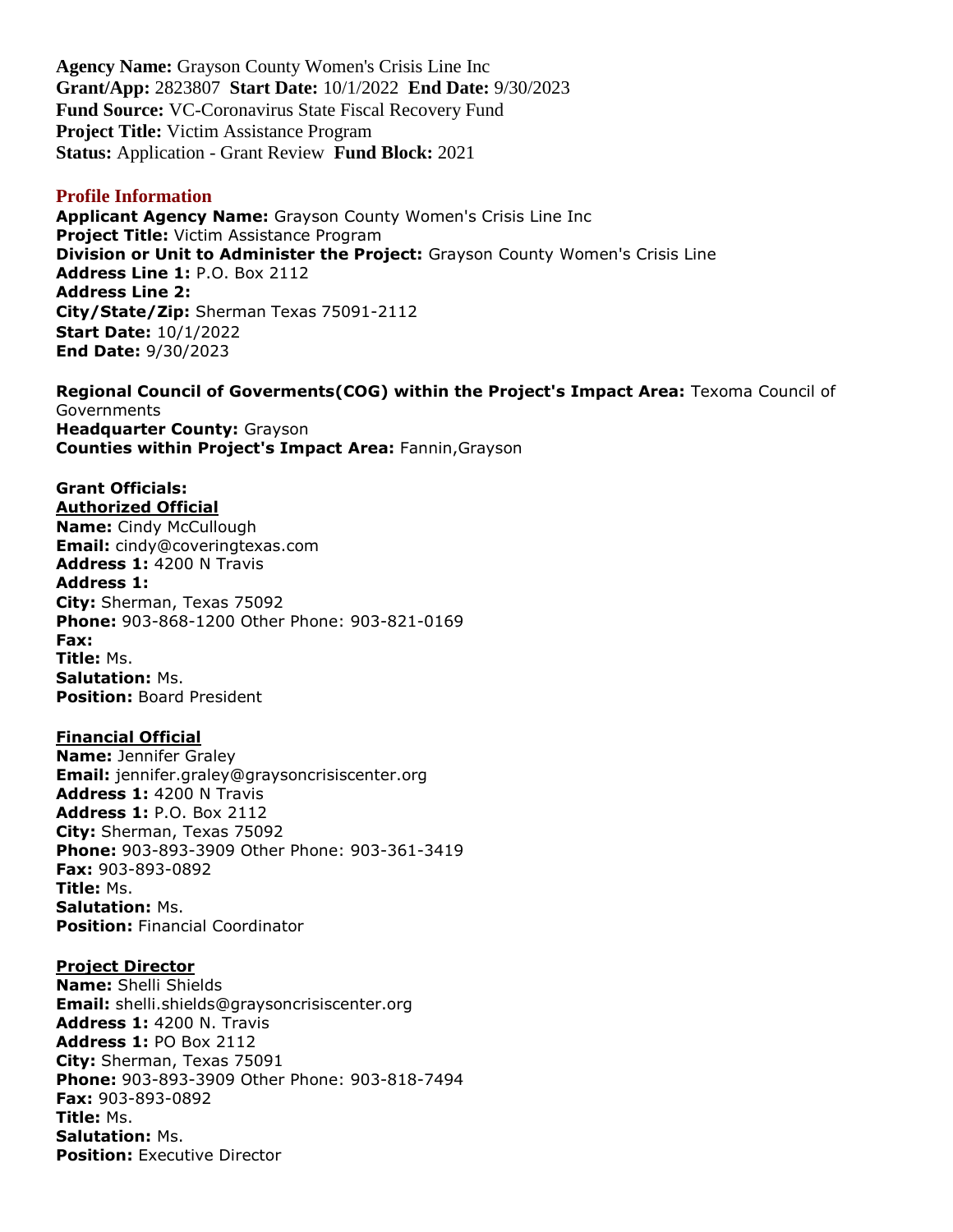**Agency Name:** Grayson County Women's Crisis Line Inc
**Grant/App:** 2823807 **Start Date:** 10/1/2022 **End Date:** 9/30/2023
**Fund Source:** VC-Coronavirus State Fiscal Recovery Fund
**Project Title:** Victim Assistance Program
**Status:** Application - Grant Review **Fund Block:** 2021

## Profile Information

**Applicant Agency Name:** Grayson County Women's Crisis Line Inc
**Project Title:** Victim Assistance Program
**Division or Unit to Administer the Project:** Grayson County Women's Crisis Line
**Address Line 1:** P.O. Box 2112
**Address Line 2:**
**City/State/Zip:** Sherman Texas 75091-2112
**Start Date:** 10/1/2022
**End Date:** 9/30/2023

**Regional Council of Goverments(COG) within the Project's Impact Area:** Texoma Council of Governments
**Headquarter County:** Grayson
**Counties within Project's Impact Area:** Fannin,Grayson

**Grant Officials:**

**Authorized Official**
**Name:** Cindy McCullough
**Email:** cindy@coveringtexas.com
**Address 1:** 4200 N Travis
**Address 1:**
**City:** Sherman, Texas 75092
**Phone:** 903-868-1200 Other Phone: 903-821-0169
**Fax:**
**Title:** Ms.
**Salutation:** Ms.
**Position:** Board President

**Financial Official**
**Name:** Jennifer Graley
**Email:** jennifer.graley@graysoncrisiscenter.org
**Address 1:** 4200 N Travis
**Address 1:** P.O. Box 2112
**City:** Sherman, Texas 75092
**Phone:** 903-893-3909 Other Phone: 903-361-3419
**Fax:** 903-893-0892
**Title:** Ms.
**Salutation:** Ms.
**Position:** Financial Coordinator

**Project Director**
**Name:** Shelli Shields
**Email:** shelli.shields@graysoncrisiscenter.org
**Address 1:** 4200 N. Travis
**Address 1:** PO Box 2112
**City:** Sherman, Texas 75091
**Phone:** 903-893-3909 Other Phone: 903-818-7494
**Fax:** 903-893-0892
**Title:** Ms.
**Salutation:** Ms.
**Position:** Executive Director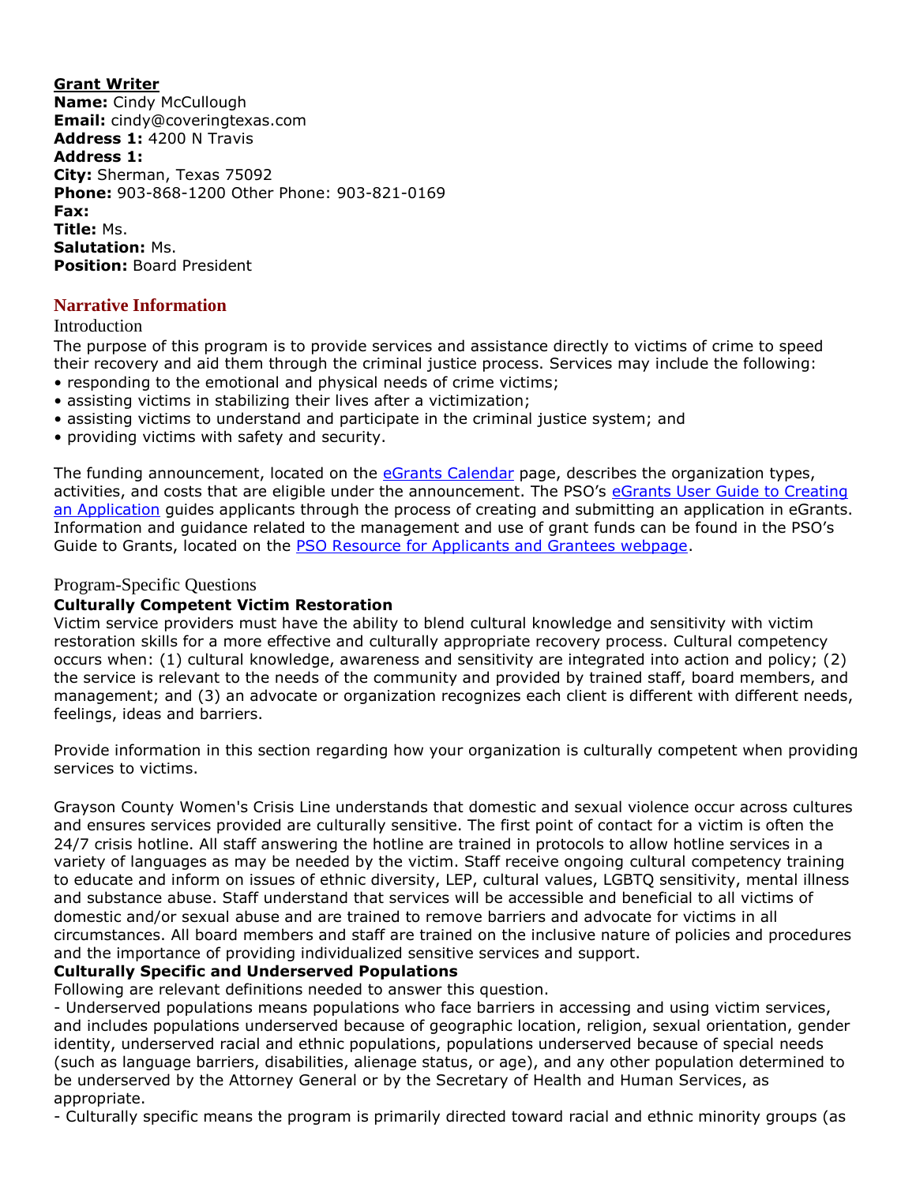**Grant Writer**
**Name:** Cindy McCullough
**Email:** cindy@coveringtexas.com
**Address 1:** 4200 N Travis
**Address 1:**
**City:** Sherman, Texas 75092
**Phone:** 903-868-1200 Other Phone: 903-821-0169
**Fax:**
**Title:** Ms.
**Salutation:** Ms.
**Position:** Board President

## Narrative Information

### Introduction

The purpose of this program is to provide services and assistance directly to victims of crime to speed their recovery and aid them through the criminal justice process. Services may include the following:
- responding to the emotional and physical needs of crime victims;
- assisting victims in stabilizing their lives after a victimization;
- assisting victims to understand and participate in the criminal justice system; and
- providing victims with safety and security.

The funding announcement, located on the [eGrants Calendar](#) page, describes the organization types, activities, and costs that are eligible under the announcement. The PSO's [eGrants User Guide to Creating an Application](#) guides applicants through the process of creating and submitting an application in eGrants. Information and guidance related to the management and use of grant funds can be found in the PSO's Guide to Grants, located on the [PSO Resource for Applicants and Grantees webpage](#).

### Program-Specific Questions

**Culturally Competent Victim Restoration**
Victim service providers must have the ability to blend cultural knowledge and sensitivity with victim restoration skills for a more effective and culturally appropriate recovery process. Cultural competency occurs when: (1) cultural knowledge, awareness and sensitivity are integrated into action and policy; (2) the service is relevant to the needs of the community and provided by trained staff, board members, and management; and (3) an advocate or organization recognizes each client is different with different needs, feelings, ideas and barriers.

Provide information in this section regarding how your organization is culturally competent when providing services to victims.

Grayson County Women's Crisis Line understands that domestic and sexual violence occur across cultures and ensures services provided are culturally sensitive. The first point of contact for a victim is often the 24/7 crisis hotline. All staff answering the hotline are trained in protocols to allow hotline services in a variety of languages as may be needed by the victim. Staff receive ongoing cultural competency training to educate and inform on issues of ethnic diversity, LEP, cultural values, LGBTQ sensitivity, mental illness and substance abuse. Staff understand that services will be accessible and beneficial to all victims of domestic and/or sexual abuse and are trained to remove barriers and advocate for victims in all circumstances. All board members and staff are trained on the inclusive nature of policies and procedures and the importance of providing individualized sensitive services and support.

**Culturally Specific and Underserved Populations**
Following are relevant definitions needed to answer this question.
- Underserved populations means populations who face barriers in accessing and using victim services, and includes populations underserved because of geographic location, religion, sexual orientation, gender identity, underserved racial and ethnic populations, populations underserved because of special needs (such as language barriers, disabilities, alienage status, or age), and any other population determined to be underserved by the Attorney General or by the Secretary of Health and Human Services, as appropriate.
- Culturally specific means the program is primarily directed toward racial and ethnic minority groups (as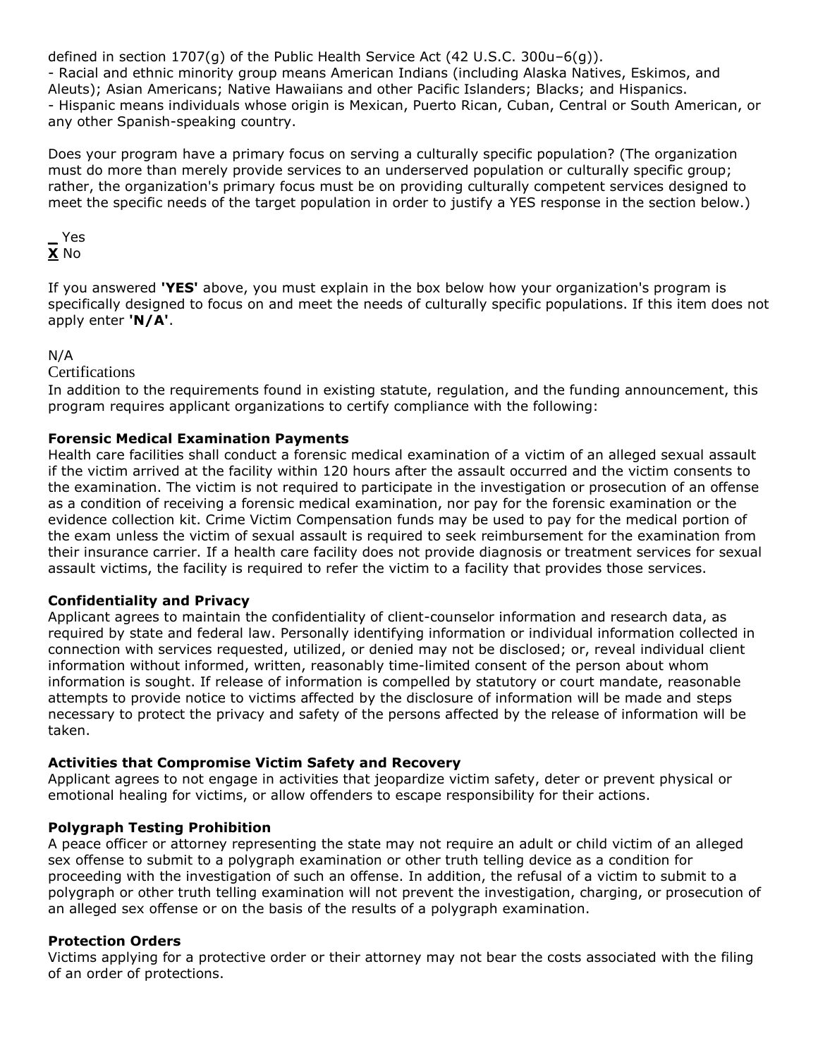defined in section 1707(g) of the Public Health Service Act (42 U.S.C. 300u–6(g)).
- Racial and ethnic minority group means American Indians (including Alaska Natives, Eskimos, and Aleuts); Asian Americans; Native Hawaiians and other Pacific Islanders; Blacks; and Hispanics.
- Hispanic means individuals whose origin is Mexican, Puerto Rican, Cuban, Central or South American, or any other Spanish-speaking country.

Does your program have a primary focus on serving a culturally specific population? (The organization must do more than merely provide services to an underserved population or culturally specific group; rather, the organization's primary focus must be on providing culturally competent services designed to meet the specific needs of the target population in order to justify a YES response in the section below.)

_ Yes
**X** No

If you answered **'YES'** above, you must explain in the box below how your organization's program is specifically designed to focus on and meet the needs of culturally specific populations. If this item does not apply enter **'N/A'**.

N/A

## Certifications

In addition to the requirements found in existing statute, regulation, and the funding announcement, this program requires applicant organizations to certify compliance with the following:

**Forensic Medical Examination Payments**
Health care facilities shall conduct a forensic medical examination of a victim of an alleged sexual assault if the victim arrived at the facility within 120 hours after the assault occurred and the victim consents to the examination. The victim is not required to participate in the investigation or prosecution of an offense as a condition of receiving a forensic medical examination, nor pay for the forensic examination or the evidence collection kit. Crime Victim Compensation funds may be used to pay for the medical portion of the exam unless the victim of sexual assault is required to seek reimbursement for the examination from their insurance carrier. If a health care facility does not provide diagnosis or treatment services for sexual assault victims, the facility is required to refer the victim to a facility that provides those services.

**Confidentiality and Privacy**
Applicant agrees to maintain the confidentiality of client-counselor information and research data, as required by state and federal law. Personally identifying information or individual information collected in connection with services requested, utilized, or denied may not be disclosed; or, reveal individual client information without informed, written, reasonably time-limited consent of the person about whom information is sought. If release of information is compelled by statutory or court mandate, reasonable attempts to provide notice to victims affected by the disclosure of information will be made and steps necessary to protect the privacy and safety of the persons affected by the release of information will be taken.

**Activities that Compromise Victim Safety and Recovery**
Applicant agrees to not engage in activities that jeopardize victim safety, deter or prevent physical or emotional healing for victims, or allow offenders to escape responsibility for their actions.

**Polygraph Testing Prohibition**
A peace officer or attorney representing the state may not require an adult or child victim of an alleged sex offense to submit to a polygraph examination or other truth telling device as a condition for proceeding with the investigation of such an offense. In addition, the refusal of a victim to submit to a polygraph or other truth telling examination will not prevent the investigation, charging, or prosecution of an alleged sex offense or on the basis of the results of a polygraph examination.

**Protection Orders**
Victims applying for a protective order or their attorney may not bear the costs associated with the filing of an order of protections.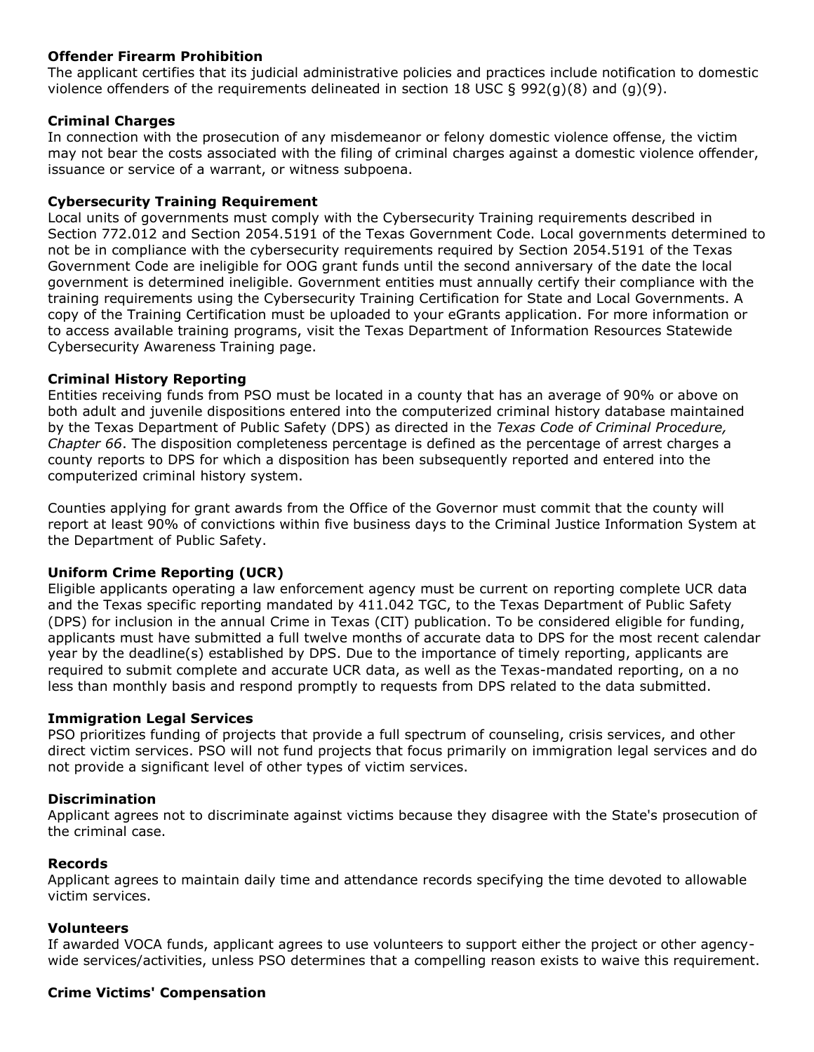**Offender Firearm Prohibition**
The applicant certifies that its judicial administrative policies and practices include notification to domestic violence offenders of the requirements delineated in section 18 USC § 992(g)(8) and (g)(9).

**Criminal Charges**
In connection with the prosecution of any misdemeanor or felony domestic violence offense, the victim may not bear the costs associated with the filing of criminal charges against a domestic violence offender, issuance or service of a warrant, or witness subpoena.

**Cybersecurity Training Requirement**
Local units of governments must comply with the Cybersecurity Training requirements described in Section 772.012 and Section 2054.5191 of the Texas Government Code. Local governments determined to not be in compliance with the cybersecurity requirements required by Section 2054.5191 of the Texas Government Code are ineligible for OOG grant funds until the second anniversary of the date the local government is determined ineligible. Government entities must annually certify their compliance with the training requirements using the Cybersecurity Training Certification for State and Local Governments. A copy of the Training Certification must be uploaded to your eGrants application. For more information or to access available training programs, visit the Texas Department of Information Resources Statewide Cybersecurity Awareness Training page.

**Criminal History Reporting**
Entities receiving funds from PSO must be located in a county that has an average of 90% or above on both adult and juvenile dispositions entered into the computerized criminal history database maintained by the Texas Department of Public Safety (DPS) as directed in the *Texas Code of Criminal Procedure, Chapter 66*. The disposition completeness percentage is defined as the percentage of arrest charges a county reports to DPS for which a disposition has been subsequently reported and entered into the computerized criminal history system.

Counties applying for grant awards from the Office of the Governor must commit that the county will report at least 90% of convictions within five business days to the Criminal Justice Information System at the Department of Public Safety.

**Uniform Crime Reporting (UCR)**
Eligible applicants operating a law enforcement agency must be current on reporting complete UCR data and the Texas specific reporting mandated by 411.042 TGC, to the Texas Department of Public Safety (DPS) for inclusion in the annual Crime in Texas (CIT) publication. To be considered eligible for funding, applicants must have submitted a full twelve months of accurate data to DPS for the most recent calendar year by the deadline(s) established by DPS. Due to the importance of timely reporting, applicants are required to submit complete and accurate UCR data, as well as the Texas-mandated reporting, on a no less than monthly basis and respond promptly to requests from DPS related to the data submitted.

**Immigration Legal Services**
PSO prioritizes funding of projects that provide a full spectrum of counseling, crisis services, and other direct victim services. PSO will not fund projects that focus primarily on immigration legal services and do not provide a significant level of other types of victim services.

**Discrimination**
Applicant agrees not to discriminate against victims because they disagree with the State's prosecution of the criminal case.

**Records**
Applicant agrees to maintain daily time and attendance records specifying the time devoted to allowable victim services.

**Volunteers**
If awarded VOCA funds, applicant agrees to use volunteers to support either the project or other agency-wide services/activities, unless PSO determines that a compelling reason exists to waive this requirement.

**Crime Victims' Compensation**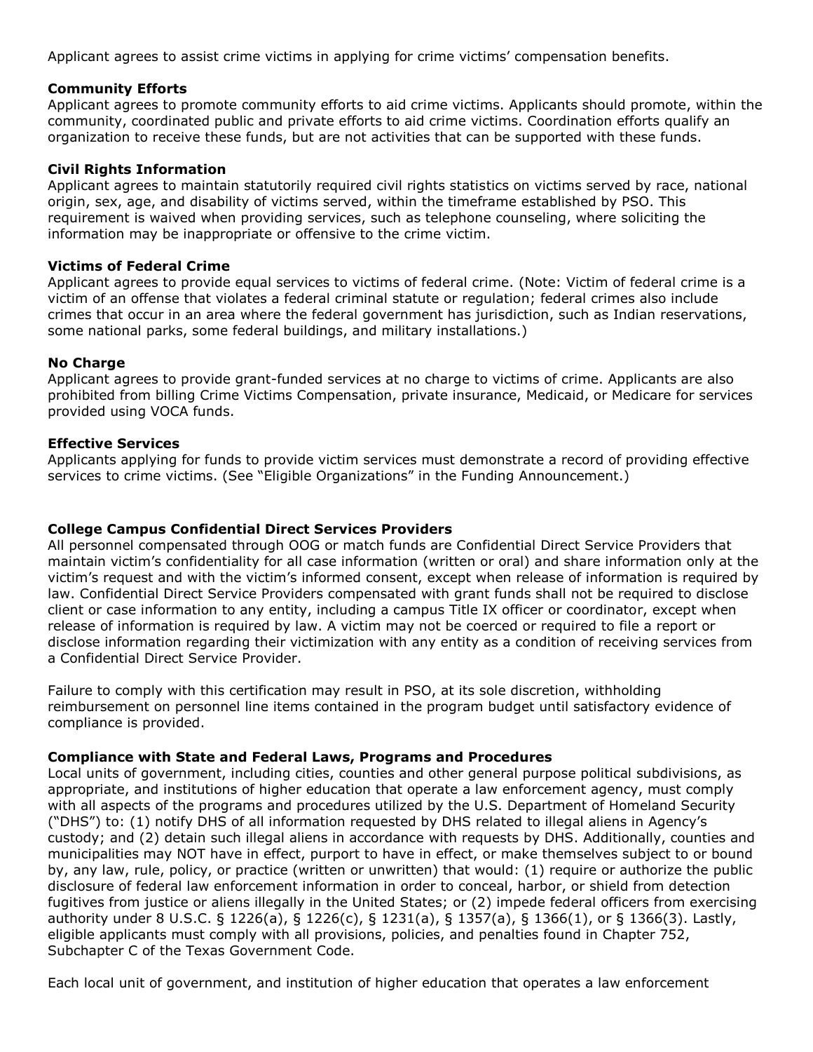Applicant agrees to assist crime victims in applying for crime victims' compensation benefits.

**Community Efforts**
Applicant agrees to promote community efforts to aid crime victims. Applicants should promote, within the community, coordinated public and private efforts to aid crime victims. Coordination efforts qualify an organization to receive these funds, but are not activities that can be supported with these funds.

**Civil Rights Information**
Applicant agrees to maintain statutorily required civil rights statistics on victims served by race, national origin, sex, age, and disability of victims served, within the timeframe established by PSO. This requirement is waived when providing services, such as telephone counseling, where soliciting the information may be inappropriate or offensive to the crime victim.

**Victims of Federal Crime**
Applicant agrees to provide equal services to victims of federal crime. (Note: Victim of federal crime is a victim of an offense that violates a federal criminal statute or regulation; federal crimes also include crimes that occur in an area where the federal government has jurisdiction, such as Indian reservations, some national parks, some federal buildings, and military installations.)

**No Charge**
Applicant agrees to provide grant-funded services at no charge to victims of crime. Applicants are also prohibited from billing Crime Victims Compensation, private insurance, Medicaid, or Medicare for services provided using VOCA funds.

**Effective Services**
Applicants applying for funds to provide victim services must demonstrate a record of providing effective services to crime victims. (See "Eligible Organizations" in the Funding Announcement.)

**College Campus Confidential Direct Services Providers**
All personnel compensated through OOG or match funds are Confidential Direct Service Providers that maintain victim's confidentiality for all case information (written or oral) and share information only at the victim's request and with the victim's informed consent, except when release of information is required by law. Confidential Direct Service Providers compensated with grant funds shall not be required to disclose client or case information to any entity, including a campus Title IX officer or coordinator, except when release of information is required by law. A victim may not be coerced or required to file a report or disclose information regarding their victimization with any entity as a condition of receiving services from a Confidential Direct Service Provider.

Failure to comply with this certification may result in PSO, at its sole discretion, withholding reimbursement on personnel line items contained in the program budget until satisfactory evidence of compliance is provided.

**Compliance with State and Federal Laws, Programs and Procedures**
Local units of government, including cities, counties and other general purpose political subdivisions, as appropriate, and institutions of higher education that operate a law enforcement agency, must comply with all aspects of the programs and procedures utilized by the U.S. Department of Homeland Security ("DHS") to: (1) notify DHS of all information requested by DHS related to illegal aliens in Agency's custody; and (2) detain such illegal aliens in accordance with requests by DHS. Additionally, counties and municipalities may NOT have in effect, purport to have in effect, or make themselves subject to or bound by, any law, rule, policy, or practice (written or unwritten) that would: (1) require or authorize the public disclosure of federal law enforcement information in order to conceal, harbor, or shield from detection fugitives from justice or aliens illegally in the United States; or (2) impede federal officers from exercising authority under 8 U.S.C. § 1226(a), § 1226(c), § 1231(a), § 1357(a), § 1366(1), or § 1366(3). Lastly, eligible applicants must comply with all provisions, policies, and penalties found in Chapter 752, Subchapter C of the Texas Government Code.

Each local unit of government, and institution of higher education that operates a law enforcement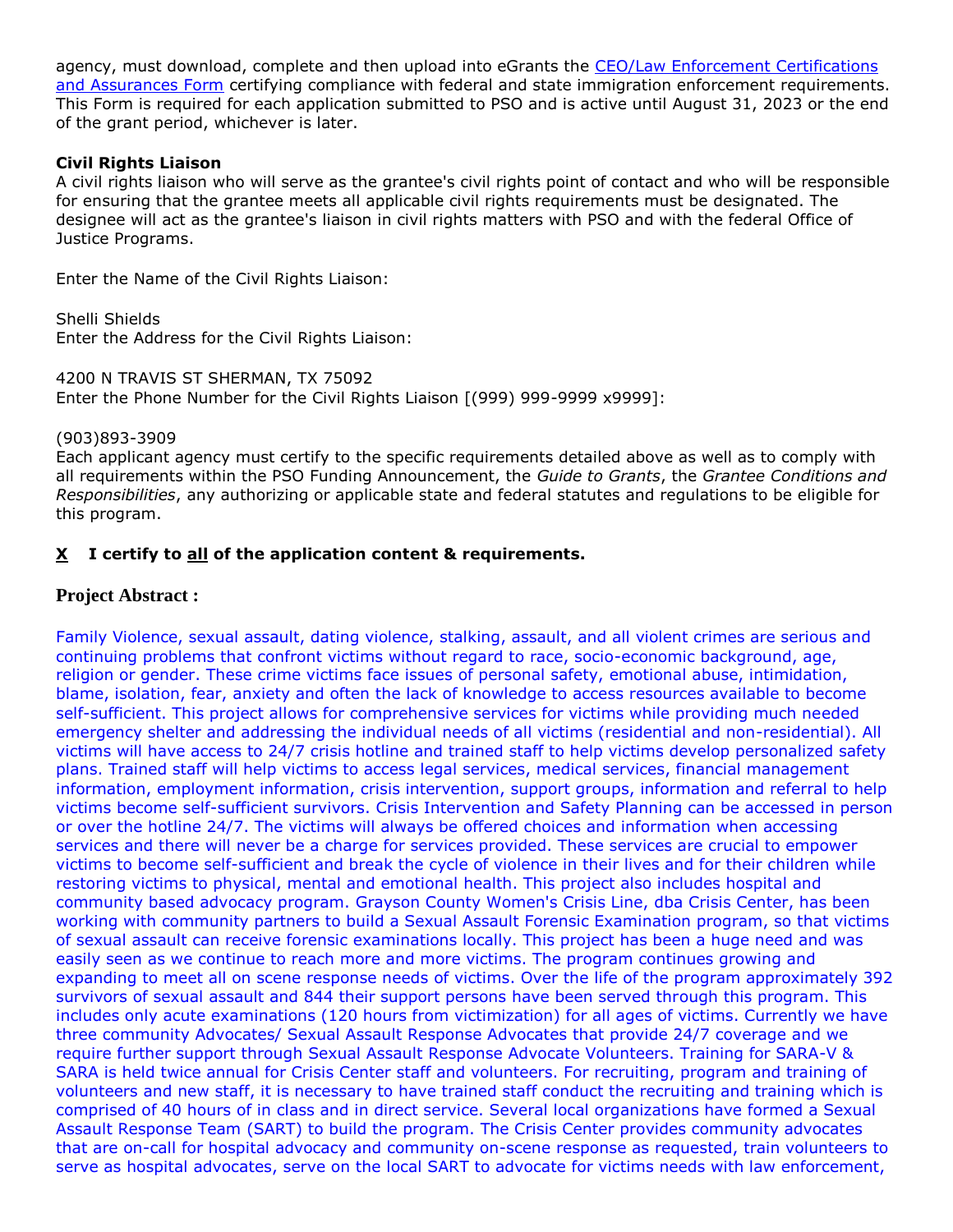agency, must download, complete and then upload into eGrants the [CEO/Law Enforcement Certifications and Assurances Form](#) certifying compliance with federal and state immigration enforcement requirements. This Form is required for each application submitted to PSO and is active until August 31, 2023 or the end of the grant period, whichever is later.

**Civil Rights Liaison**

A civil rights liaison who will serve as the grantee's civil rights point of contact and who will be responsible for ensuring that the grantee meets all applicable civil rights requirements must be designated. The designee will act as the grantee's liaison in civil rights matters with PSO and with the federal Office of Justice Programs.

Enter the Name of the Civil Rights Liaison:

Shelli Shields

Enter the Address for the Civil Rights Liaison:

4200 N TRAVIS ST SHERMAN, TX 75092

Enter the Phone Number for the Civil Rights Liaison [(999) 999-9999 x9999]:

(903)893-3909

Each applicant agency must certify to the specific requirements detailed above as well as to comply with all requirements within the PSO Funding Announcement, the *Guide to Grants*, the *Grantee Conditions and Responsibilities*, any authorizing or applicable state and federal statutes and regulations to be eligible for this program.

**X  I certify to all of the application content & requirements.**

## Project Abstract :

Family Violence, sexual assault, dating violence, stalking, assault, and all violent crimes are serious and continuing problems that confront victims without regard to race, socio-economic background, age, religion or gender. These crime victims face issues of personal safety, emotional abuse, intimidation, blame, isolation, fear, anxiety and often the lack of knowledge to access resources available to become self-sufficient. This project allows for comprehensive services for victims while providing much needed emergency shelter and addressing the individual needs of all victims (residential and non-residential). All victims will have access to 24/7 crisis hotline and trained staff to help victims develop personalized safety plans. Trained staff will help victims to access legal services, medical services, financial management information, employment information, crisis intervention, support groups, information and referral to help victims become self-sufficient survivors. Crisis Intervention and Safety Planning can be accessed in person or over the hotline 24/7. The victims will always be offered choices and information when accessing services and there will never be a charge for services provided. These services are crucial to empower victims to become self-sufficient and break the cycle of violence in their lives and for their children while restoring victims to physical, mental and emotional health. This project also includes hospital and community based advocacy program. Grayson County Women's Crisis Line, dba Crisis Center, has been working with community partners to build a Sexual Assault Forensic Examination program, so that victims of sexual assault can receive forensic examinations locally. This project has been a huge need and was easily seen as we continue to reach more and more victims. The program continues growing and expanding to meet all on scene response needs of victims. Over the life of the program approximately 392 survivors of sexual assault and 844 their support persons have been served through this program. This includes only acute examinations (120 hours from victimization) for all ages of victims. Currently we have three community Advocates/ Sexual Assault Response Advocates that provide 24/7 coverage and we require further support through Sexual Assault Response Advocate Volunteers. Training for SARA-V & SARA is held twice annual for Crisis Center staff and volunteers. For recruiting, program and training of volunteers and new staff, it is necessary to have trained staff conduct the recruiting and training which is comprised of 40 hours of in class and in direct service. Several local organizations have formed a Sexual Assault Response Team (SART) to build the program. The Crisis Center provides community advocates that are on-call for hospital advocacy and community on-scene response as requested, train volunteers to serve as hospital advocates, serve on the local SART to advocate for victims needs with law enforcement,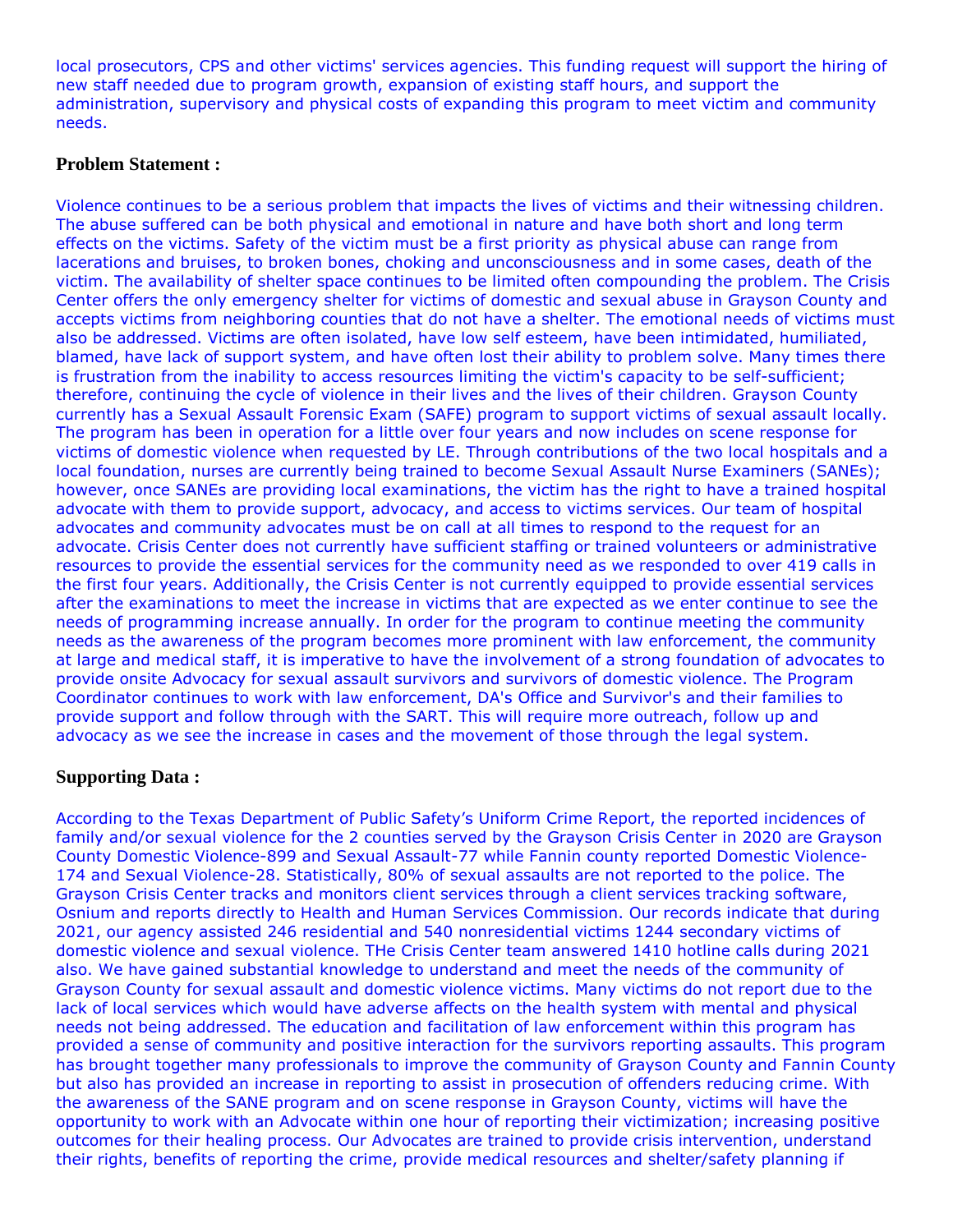local prosecutors, CPS and other victims' services agencies. This funding request will support the hiring of new staff needed due to program growth, expansion of existing staff hours, and support the administration, supervisory and physical costs of expanding this program to meet victim and community needs.

**Problem Statement :**

Violence continues to be a serious problem that impacts the lives of victims and their witnessing children. The abuse suffered can be both physical and emotional in nature and have both short and long term effects on the victims. Safety of the victim must be a first priority as physical abuse can range from lacerations and bruises, to broken bones, choking and unconsciousness and in some cases, death of the victim. The availability of shelter space continues to be limited often compounding the problem. The Crisis Center offers the only emergency shelter for victims of domestic and sexual abuse in Grayson County and accepts victims from neighboring counties that do not have a shelter. The emotional needs of victims must also be addressed. Victims are often isolated, have low self esteem, have been intimidated, humiliated, blamed, have lack of support system, and have often lost their ability to problem solve. Many times there is frustration from the inability to access resources limiting the victim's capacity to be self-sufficient; therefore, continuing the cycle of violence in their lives and the lives of their children. Grayson County currently has a Sexual Assault Forensic Exam (SAFE) program to support victims of sexual assault locally. The program has been in operation for a little over four years and now includes on scene response for victims of domestic violence when requested by LE. Through contributions of the two local hospitals and a local foundation, nurses are currently being trained to become Sexual Assault Nurse Examiners (SANEs); however, once SANEs are providing local examinations, the victim has the right to have a trained hospital advocate with them to provide support, advocacy, and access to victims services. Our team of hospital advocates and community advocates must be on call at all times to respond to the request for an advocate. Crisis Center does not currently have sufficient staffing or trained volunteers or administrative resources to provide the essential services for the community need as we responded to over 419 calls in the first four years. Additionally, the Crisis Center is not currently equipped to provide essential services after the examinations to meet the increase in victims that are expected as we enter continue to see the needs of programming increase annually. In order for the program to continue meeting the community needs as the awareness of the program becomes more prominent with law enforcement, the community at large and medical staff, it is imperative to have the involvement of a strong foundation of advocates to provide onsite Advocacy for sexual assault survivors and survivors of domestic violence. The Program Coordinator continues to work with law enforcement, DA's Office and Survivor's and their families to provide support and follow through with the SART. This will require more outreach, follow up and advocacy as we see the increase in cases and the movement of those through the legal system.

**Supporting Data :**

According to the Texas Department of Public Safety's Uniform Crime Report, the reported incidences of family and/or sexual violence for the 2 counties served by the Grayson Crisis Center in 2020 are Grayson County Domestic Violence-899 and Sexual Assault-77 while Fannin county reported Domestic Violence-174 and Sexual Violence-28. Statistically, 80% of sexual assaults are not reported to the police. The Grayson Crisis Center tracks and monitors client services through a client services tracking software, Osnium and reports directly to Health and Human Services Commission. Our records indicate that during 2021, our agency assisted 246 residential and 540 nonresidential victims 1244 secondary victims of domestic violence and sexual violence. THe Crisis Center team answered 1410 hotline calls during 2021 also. We have gained substantial knowledge to understand and meet the needs of the community of Grayson County for sexual assault and domestic violence victims. Many victims do not report due to the lack of local services which would have adverse affects on the health system with mental and physical needs not being addressed. The education and facilitation of law enforcement within this program has provided a sense of community and positive interaction for the survivors reporting assaults. This program has brought together many professionals to improve the community of Grayson County and Fannin County but also has provided an increase in reporting to assist in prosecution of offenders reducing crime. With the awareness of the SANE program and on scene response in Grayson County, victims will have the opportunity to work with an Advocate within one hour of reporting their victimization; increasing positive outcomes for their healing process. Our Advocates are trained to provide crisis intervention, understand their rights, benefits of reporting the crime, provide medical resources and shelter/safety planning if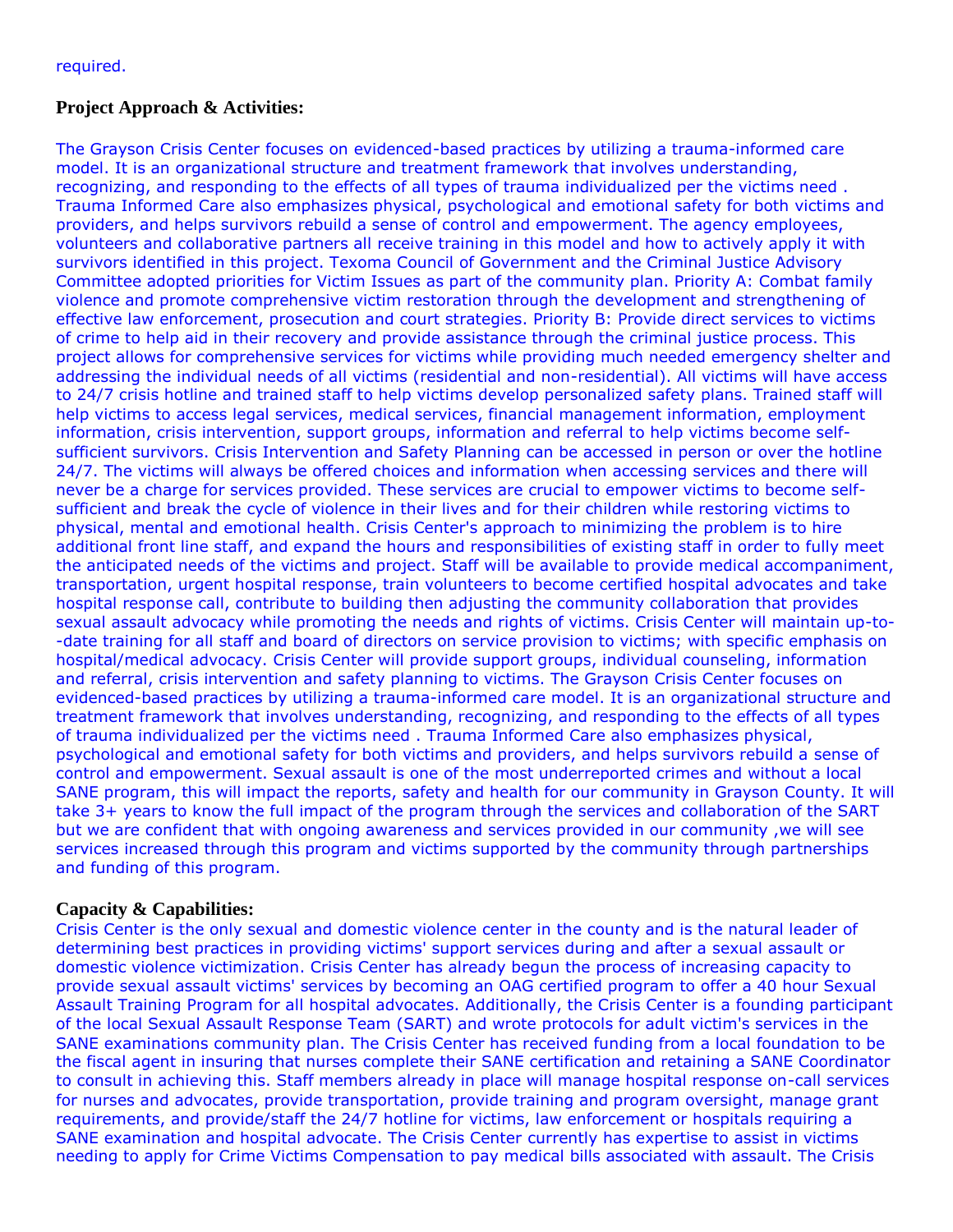required.

**Project Approach & Activities:**

The Grayson Crisis Center focuses on evidenced-based practices by utilizing a trauma-informed care model. It is an organizational structure and treatment framework that involves understanding, recognizing, and responding to the effects of all types of trauma individualized per the victims need . Trauma Informed Care also emphasizes physical, psychological and emotional safety for both victims and providers, and helps survivors rebuild a sense of control and empowerment. The agency employees, volunteers and collaborative partners all receive training in this model and how to actively apply it with survivors identified in this project. Texoma Council of Government and the Criminal Justice Advisory Committee adopted priorities for Victim Issues as part of the community plan. Priority A: Combat family violence and promote comprehensive victim restoration through the development and strengthening of effective law enforcement, prosecution and court strategies. Priority B: Provide direct services to victims of crime to help aid in their recovery and provide assistance through the criminal justice process. This project allows for comprehensive services for victims while providing much needed emergency shelter and addressing the individual needs of all victims (residential and non-residential). All victims will have access to 24/7 crisis hotline and trained staff to help victims develop personalized safety plans. Trained staff will help victims to access legal services, medical services, financial management information, employment information, crisis intervention, support groups, information and referral to help victims become self-sufficient survivors. Crisis Intervention and Safety Planning can be accessed in person or over the hotline 24/7. The victims will always be offered choices and information when accessing services and there will never be a charge for services provided. These services are crucial to empower victims to become self-sufficient and break the cycle of violence in their lives and for their children while restoring victims to physical, mental and emotional health. Crisis Center's approach to minimizing the problem is to hire additional front line staff, and expand the hours and responsibilities of existing staff in order to fully meet the anticipated needs of the victims and project. Staff will be available to provide medical accompaniment, transportation, urgent hospital response, train volunteers to become certified hospital advocates and take hospital response call, contribute to building then adjusting the community collaboration that provides sexual assault advocacy while promoting the needs and rights of victims. Crisis Center will maintain up-to--date training for all staff and board of directors on service provision to victims; with specific emphasis on hospital/medical advocacy. Crisis Center will provide support groups, individual counseling, information and referral, crisis intervention and safety planning to victims. The Grayson Crisis Center focuses on evidenced-based practices by utilizing a trauma-informed care model. It is an organizational structure and treatment framework that involves understanding, recognizing, and responding to the effects of all types of trauma individualized per the victims need . Trauma Informed Care also emphasizes physical, psychological and emotional safety for both victims and providers, and helps survivors rebuild a sense of control and empowerment. Sexual assault is one of the most underreported crimes and without a local SANE program, this will impact the reports, safety and health for our community in Grayson County. It will take 3+ years to know the full impact of the program through the services and collaboration of the SART but we are confident that with ongoing awareness and services provided in our community ,we will see services increased through this program and victims supported by the community through partnerships and funding of this program.

**Capacity & Capabilities:**

Crisis Center is the only sexual and domestic violence center in the county and is the natural leader of determining best practices in providing victims' support services during and after a sexual assault or domestic violence victimization. Crisis Center has already begun the process of increasing capacity to provide sexual assault victims' services by becoming an OAG certified program to offer a 40 hour Sexual Assault Training Program for all hospital advocates. Additionally, the Crisis Center is a founding participant of the local Sexual Assault Response Team (SART) and wrote protocols for adult victim's services in the SANE examinations community plan. The Crisis Center has received funding from a local foundation to be the fiscal agent in insuring that nurses complete their SANE certification and retaining a SANE Coordinator to consult in achieving this. Staff members already in place will manage hospital response on-call services for nurses and advocates, provide transportation, provide training and program oversight, manage grant requirements, and provide/staff the 24/7 hotline for victims, law enforcement or hospitals requiring a SANE examination and hospital advocate. The Crisis Center currently has expertise to assist in victims needing to apply for Crime Victims Compensation to pay medical bills associated with assault. The Crisis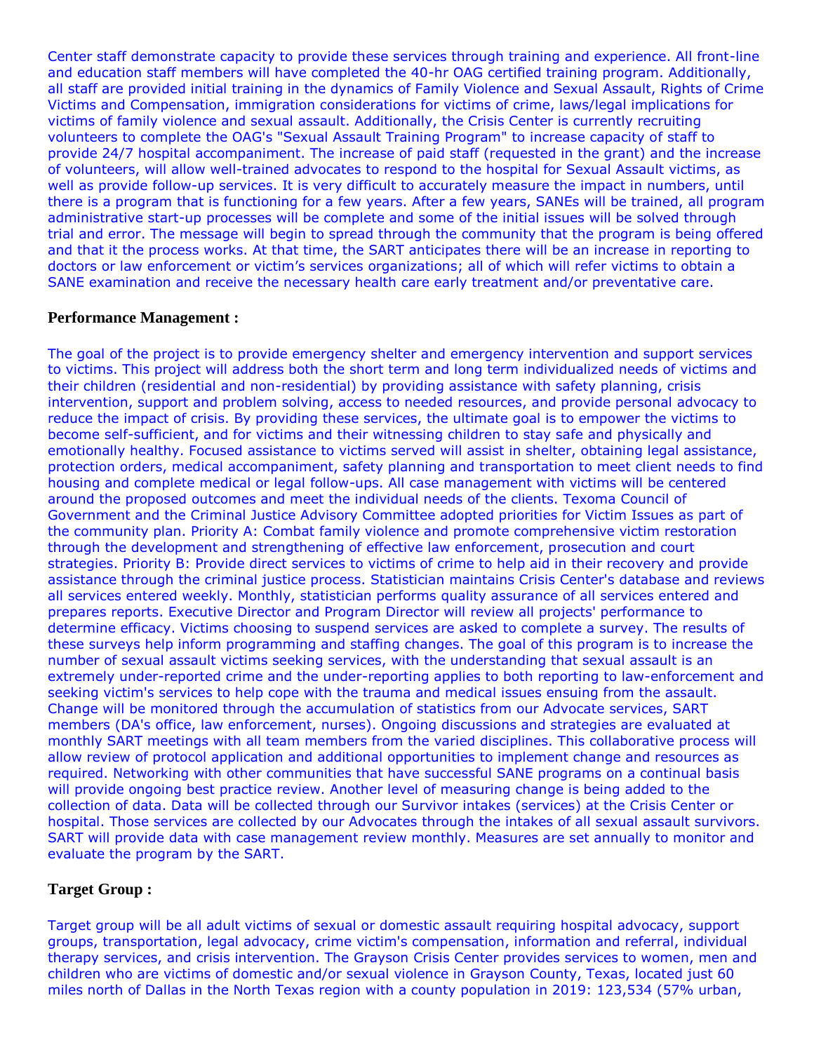Center staff demonstrate capacity to provide these services through training and experience. All front-line and education staff members will have completed the 40-hr OAG certified training program. Additionally, all staff are provided initial training in the dynamics of Family Violence and Sexual Assault, Rights of Crime Victims and Compensation, immigration considerations for victims of crime, laws/legal implications for victims of family violence and sexual assault. Additionally, the Crisis Center is currently recruiting volunteers to complete the OAG's "Sexual Assault Training Program" to increase capacity of staff to provide 24/7 hospital accompaniment. The increase of paid staff (requested in the grant) and the increase of volunteers, will allow well-trained advocates to respond to the hospital for Sexual Assault victims, as well as provide follow-up services. It is very difficult to accurately measure the impact in numbers, until there is a program that is functioning for a few years. After a few years, SANEs will be trained, all program administrative start-up processes will be complete and some of the initial issues will be solved through trial and error. The message will begin to spread through the community that the program is being offered and that it the process works. At that time, the SART anticipates there will be an increase in reporting to doctors or law enforcement or victim's services organizations; all of which will refer victims to obtain a SANE examination and receive the necessary health care early treatment and/or preventative care.

**Performance Management :**

The goal of the project is to provide emergency shelter and emergency intervention and support services to victims. This project will address both the short term and long term individualized needs of victims and their children (residential and non-residential) by providing assistance with safety planning, crisis intervention, support and problem solving, access to needed resources, and provide personal advocacy to reduce the impact of crisis. By providing these services, the ultimate goal is to empower the victims to become self-sufficient, and for victims and their witnessing children to stay safe and physically and emotionally healthy. Focused assistance to victims served will assist in shelter, obtaining legal assistance, protection orders, medical accompaniment, safety planning and transportation to meet client needs to find housing and complete medical or legal follow-ups. All case management with victims will be centered around the proposed outcomes and meet the individual needs of the clients. Texoma Council of Government and the Criminal Justice Advisory Committee adopted priorities for Victim Issues as part of the community plan. Priority A: Combat family violence and promote comprehensive victim restoration through the development and strengthening of effective law enforcement, prosecution and court strategies. Priority B: Provide direct services to victims of crime to help aid in their recovery and provide assistance through the criminal justice process. Statistician maintains Crisis Center's database and reviews all services entered weekly. Monthly, statistician performs quality assurance of all services entered and prepares reports. Executive Director and Program Director will review all projects' performance to determine efficacy. Victims choosing to suspend services are asked to complete a survey. The results of these surveys help inform programming and staffing changes. The goal of this program is to increase the number of sexual assault victims seeking services, with the understanding that sexual assault is an extremely under-reported crime and the under-reporting applies to both reporting to law-enforcement and seeking victim's services to help cope with the trauma and medical issues ensuing from the assault. Change will be monitored through the accumulation of statistics from our Advocate services, SART members (DA's office, law enforcement, nurses). Ongoing discussions and strategies are evaluated at monthly SART meetings with all team members from the varied disciplines. This collaborative process will allow review of protocol application and additional opportunities to implement change and resources as required. Networking with other communities that have successful SANE programs on a continual basis will provide ongoing best practice review. Another level of measuring change is being added to the collection of data. Data will be collected through our Survivor intakes (services) at the Crisis Center or hospital. Those services are collected by our Advocates through the intakes of all sexual assault survivors. SART will provide data with case management review monthly. Measures are set annually to monitor and evaluate the program by the SART.

**Target Group :**

Target group will be all adult victims of sexual or domestic assault requiring hospital advocacy, support groups, transportation, legal advocacy, crime victim's compensation, information and referral, individual therapy services, and crisis intervention. The Grayson Crisis Center provides services to women, men and children who are victims of domestic and/or sexual violence in Grayson County, Texas, located just 60 miles north of Dallas in the North Texas region with a county population in 2019: 123,534 (57% urban,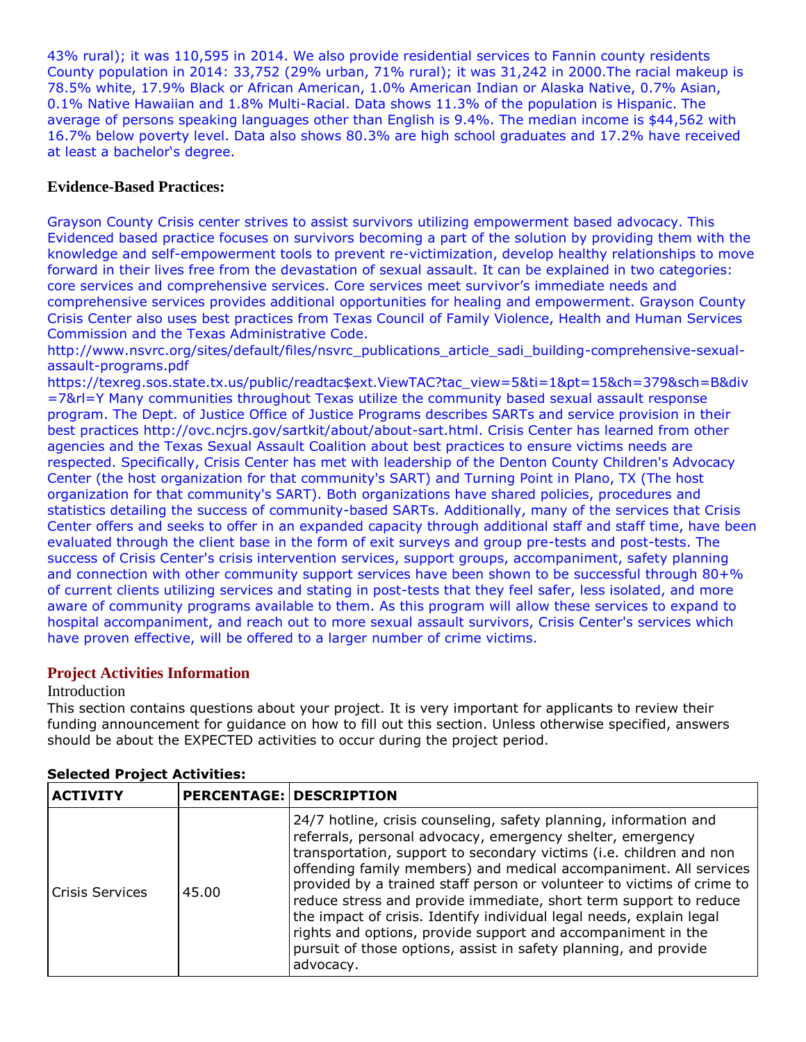43% rural); it was 110,595 in 2014. We also provide residential services to Fannin county residents County population in 2014: 33,752 (29% urban, 71% rural); it was 31,242 in 2000.The racial makeup is 78.5% white, 17.9% Black or African American, 1.0% American Indian or Alaska Native, 0.7% Asian, 0.1% Native Hawaiian and 1.8% Multi-Racial. Data shows 11.3% of the population is Hispanic. The average of persons speaking languages other than English is 9.4%. The median income is $44,562 with 16.7% below poverty level. Data also shows 80.3% are high school graduates and 17.2% have received at least a bachelor's degree.

### Evidence-Based Practices:

Grayson County Crisis center strives to assist survivors utilizing empowerment based advocacy. This Evidenced based practice focuses on survivors becoming a part of the solution by providing them with the knowledge and self-empowerment tools to prevent re-victimization, develop healthy relationships to move forward in their lives free from the devastation of sexual assault. It can be explained in two categories: core services and comprehensive services. Core services meet survivor's immediate needs and comprehensive services provides additional opportunities for healing and empowerment. Grayson County Crisis Center also uses best practices from Texas Council of Family Violence, Health and Human Services Commission and the Texas Administrative Code.
http://www.nsvrc.org/sites/default/files/nsvrc_publications_article_sadi_building-comprehensive-sexual-assault-programs.pdf
https://texreg.sos.state.tx.us/public/readtac$ext.ViewTAC?tac_view=5&ti=1&pt=15&ch=379&sch=B&div=7&rl=Y Many communities throughout Texas utilize the community based sexual assault response program. The Dept. of Justice Office of Justice Programs describes SARTs and service provision in their best practices http://ovc.ncjrs.gov/sartkit/about/about-sart.html. Crisis Center has learned from other agencies and the Texas Sexual Assault Coalition about best practices to ensure victims needs are respected. Specifically, Crisis Center has met with leadership of the Denton County Children's Advocacy Center (the host organization for that community's SART) and Turning Point in Plano, TX (The host organization for that community's SART). Both organizations have shared policies, procedures and statistics detailing the success of community-based SARTs. Additionally, many of the services that Crisis Center offers and seeks to offer in an expanded capacity through additional staff and staff time, have been evaluated through the client base in the form of exit surveys and group pre-tests and post-tests. The success of Crisis Center's crisis intervention services, support groups, accompaniment, safety planning and connection with other community support services have been shown to be successful through 80+% of current clients utilizing services and stating in post-tests that they feel safer, less isolated, and more aware of community programs available to them. As this program will allow these services to expand to hospital accompaniment, and reach out to more sexual assault survivors, Crisis Center's services which have proven effective, will be offered to a larger number of crime victims.

## Project Activities Information

Introduction

This section contains questions about your project. It is very important for applicants to review their funding announcement for guidance on how to fill out this section. Unless otherwise specified, answers should be about the EXPECTED activities to occur during the project period.

**Selected Project Activities:**

| ACTIVITY | PERCENTAGE: | DESCRIPTION |
|---|---|---|
| Crisis Services | 45.00 | 24/7 hotline, crisis counseling, safety planning, information and referrals, personal advocacy, emergency shelter, emergency transportation, support to secondary victims (i.e. children and non offending family members) and medical accompaniment. All services provided by a trained staff person or volunteer to victims of crime to reduce stress and provide immediate, short term support to reduce the impact of crisis. Identify individual legal needs, explain legal rights and options, provide support and accompaniment in the pursuit of those options, assist in safety planning, and provide advocacy. |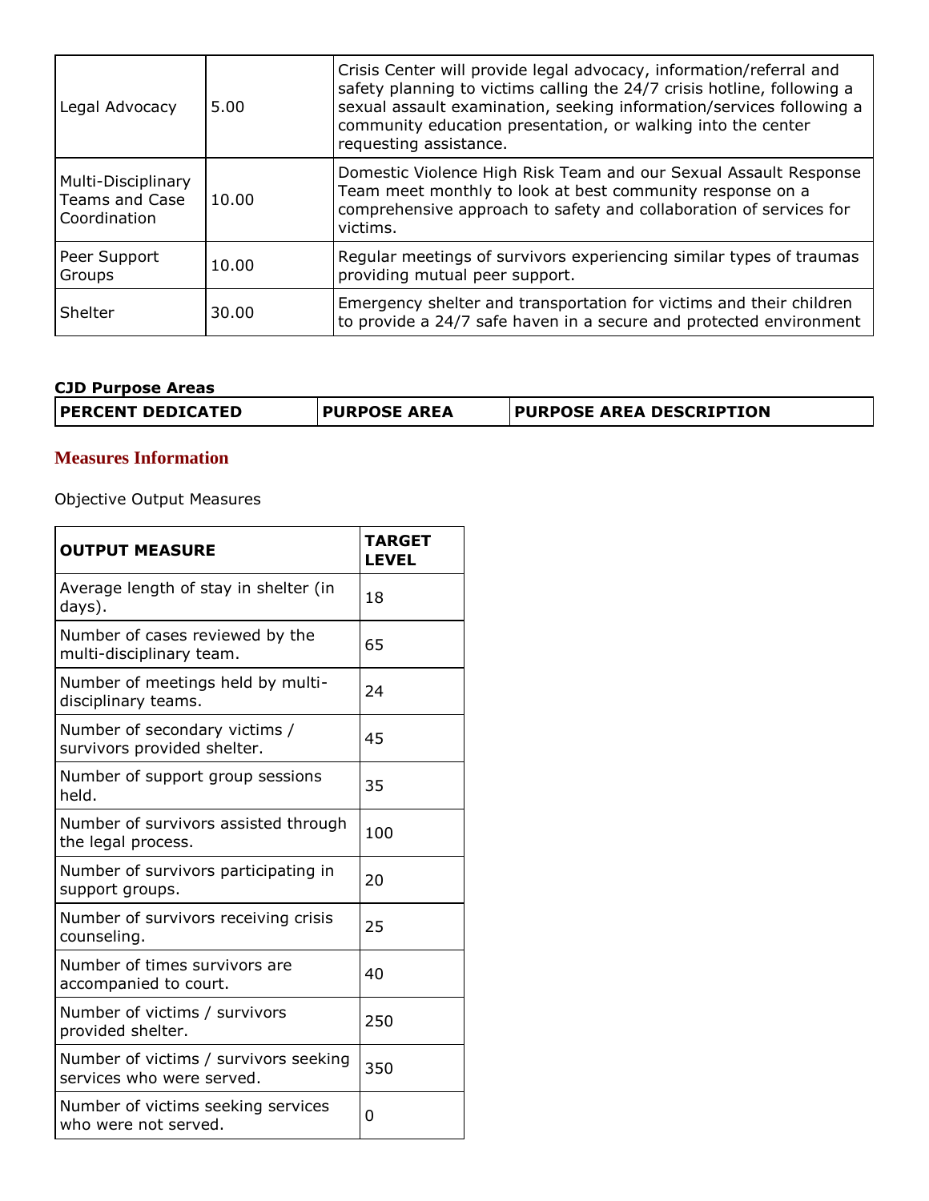| | | |
|---|---|---|
| Legal Advocacy | 5.00 | Crisis Center will provide legal advocacy, information/referral and safety planning to victims calling the 24/7 crisis hotline, following a sexual assault examination, seeking information/services following a community education presentation, or walking into the center requesting assistance. |
| Multi-Disciplinary Teams and Case Coordination | 10.00 | Domestic Violence High Risk Team and our Sexual Assault Response Team meet monthly to look at best community response on a comprehensive approach to safety and collaboration of services for victims. |
| Peer Support Groups | 10.00 | Regular meetings of survivors experiencing similar types of traumas providing mutual peer support. |
| Shelter | 30.00 | Emergency shelter and transportation for victims and their children to provide a 24/7 safe haven in a secure and protected environment |

**CJD Purpose Areas**

| PERCENT DEDICATED | PURPOSE AREA | PURPOSE AREA DESCRIPTION |
|---|---|---|

## Measures Information

Objective Output Measures

| OUTPUT MEASURE | TARGET LEVEL |
|---|---|
| Average length of stay in shelter (in days). | 18 |
| Number of cases reviewed by the multi-disciplinary team. | 65 |
| Number of meetings held by multi-disciplinary teams. | 24 |
| Number of secondary victims / survivors provided shelter. | 45 |
| Number of support group sessions held. | 35 |
| Number of survivors assisted through the legal process. | 100 |
| Number of survivors participating in support groups. | 20 |
| Number of survivors receiving crisis counseling. | 25 |
| Number of times survivors are accompanied to court. | 40 |
| Number of victims / survivors provided shelter. | 250 |
| Number of victims / survivors seeking services who were served. | 350 |
| Number of victims seeking services who were not served. | 0 |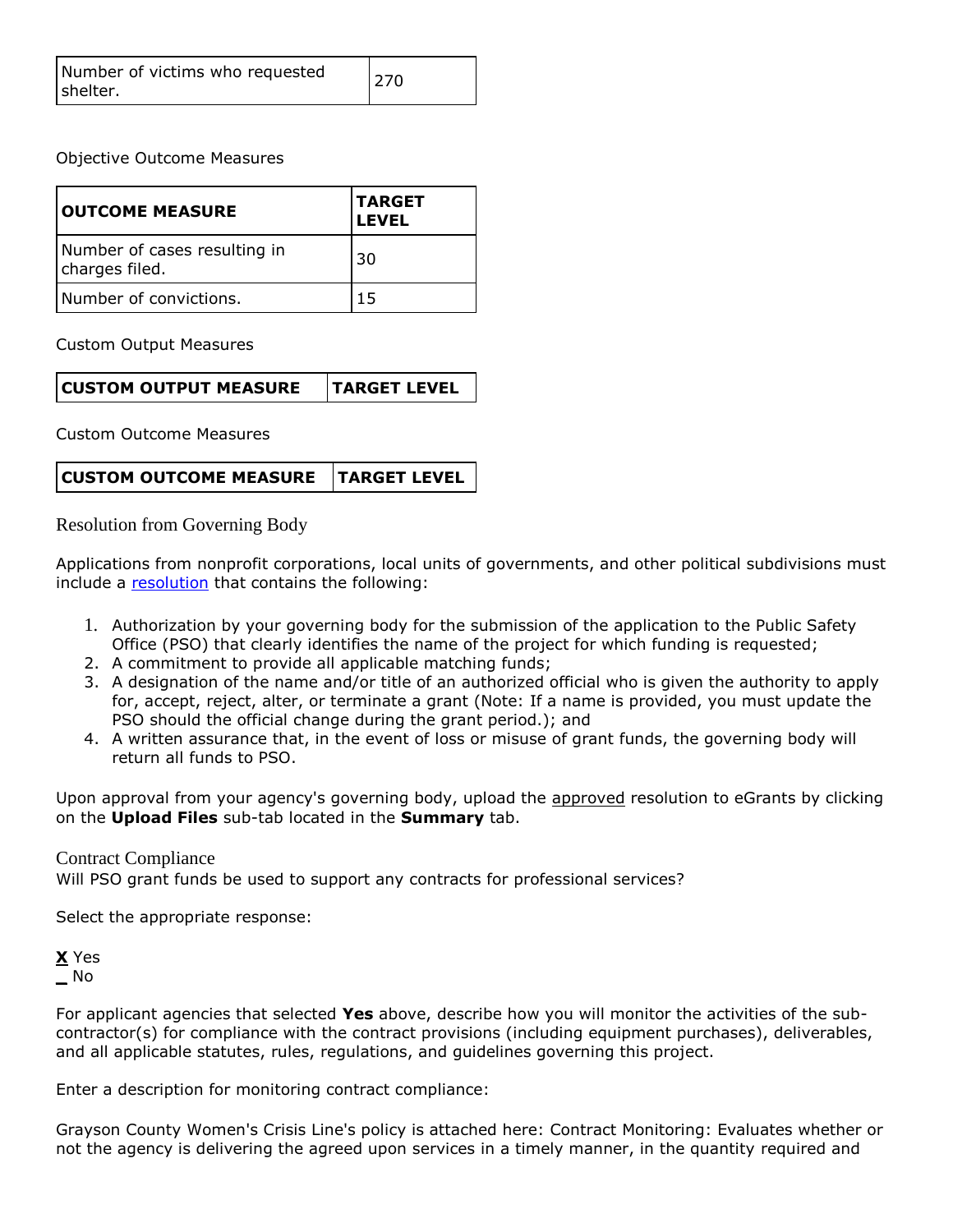| Number of victims who requested shelter. | 270 |
|---|---|

Objective Outcome Measures

| OUTCOME MEASURE | TARGET LEVEL |
|---|---|
| Number of cases resulting in charges filed. | 30 |
| Number of convictions. | 15 |

Custom Output Measures

| CUSTOM OUTPUT MEASURE | TARGET LEVEL |
|---|---|

Custom Outcome Measures

| CUSTOM OUTCOME MEASURE | TARGET LEVEL |
|---|---|

## Resolution from Governing Body

Applications from nonprofit corporations, local units of governments, and other political subdivisions must include a resolution that contains the following:

1. Authorization by your governing body for the submission of the application to the Public Safety Office (PSO) that clearly identifies the name of the project for which funding is requested;
2. A commitment to provide all applicable matching funds;
3. A designation of the name and/or title of an authorized official who is given the authority to apply for, accept, reject, alter, or terminate a grant (Note: If a name is provided, you must update the PSO should the official change during the grant period.); and
4. A written assurance that, in the event of loss or misuse of grant funds, the governing body will return all funds to PSO.

Upon approval from your agency's governing body, upload the approved resolution to eGrants by clicking on the **Upload Files** sub-tab located in the **Summary** tab.

## Contract Compliance

Will PSO grant funds be used to support any contracts for professional services?

Select the appropriate response:

**X** Yes
_ No

For applicant agencies that selected **Yes** above, describe how you will monitor the activities of the sub-contractor(s) for compliance with the contract provisions (including equipment purchases), deliverables, and all applicable statutes, rules, regulations, and guidelines governing this project.

Enter a description for monitoring contract compliance:

Grayson County Women's Crisis Line's policy is attached here: Contract Monitoring: Evaluates whether or not the agency is delivering the agreed upon services in a timely manner, in the quantity required and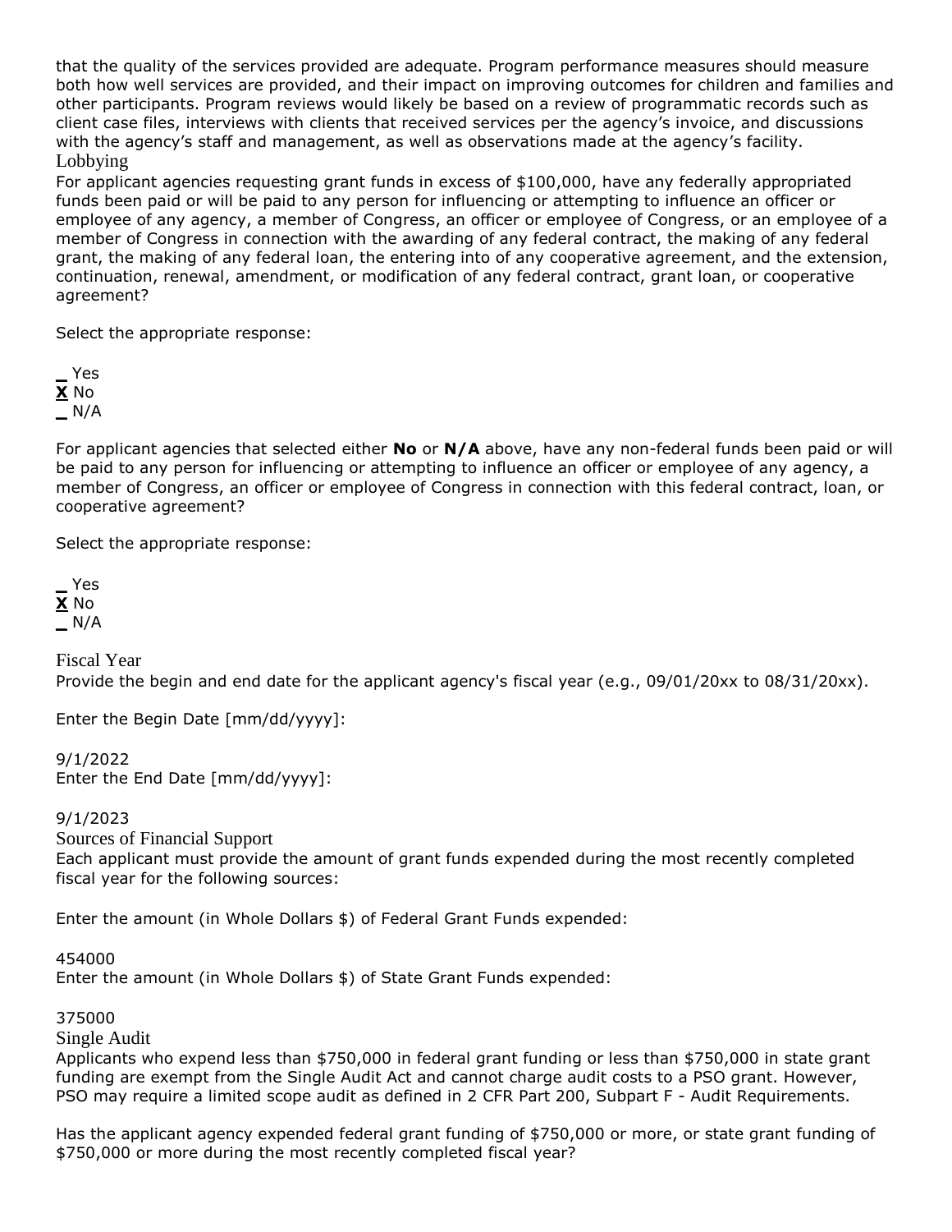that the quality of the services provided are adequate. Program performance measures should measure both how well services are provided, and their impact on improving outcomes for children and families and other participants. Program reviews would likely be based on a review of programmatic records such as client case files, interviews with clients that received services per the agency's invoice, and discussions with the agency's staff and management, as well as observations made at the agency's facility.

## Lobbying

For applicant agencies requesting grant funds in excess of $100,000, have any federally appropriated funds been paid or will be paid to any person for influencing or attempting to influence an officer or employee of any agency, a member of Congress, an officer or employee of Congress, or an employee of a member of Congress in connection with the awarding of any federal contract, the making of any federal grant, the making of any federal loan, the entering into of any cooperative agreement, and the extension, continuation, renewal, amendment, or modification of any federal contract, grant loan, or cooperative agreement?

Select the appropriate response:

_ Yes
**X** No
_ N/A

For applicant agencies that selected either **No** or **N/A** above, have any non-federal funds been paid or will be paid to any person for influencing or attempting to influence an officer or employee of any agency, a member of Congress, an officer or employee of Congress in connection with this federal contract, loan, or cooperative agreement?

Select the appropriate response:

_ Yes
**X** No
_ N/A

## Fiscal Year

Provide the begin and end date for the applicant agency's fiscal year (e.g., 09/01/20xx to 08/31/20xx).

Enter the Begin Date [mm/dd/yyyy]:

9/1/2022

Enter the End Date [mm/dd/yyyy]:

9/1/2023

## Sources of Financial Support

Each applicant must provide the amount of grant funds expended during the most recently completed fiscal year for the following sources:

Enter the amount (in Whole Dollars $) of Federal Grant Funds expended:

454000

Enter the amount (in Whole Dollars $) of State Grant Funds expended:

375000

## Single Audit

Applicants who expend less than $750,000 in federal grant funding or less than $750,000 in state grant funding are exempt from the Single Audit Act and cannot charge audit costs to a PSO grant. However, PSO may require a limited scope audit as defined in 2 CFR Part 200, Subpart F - Audit Requirements.

Has the applicant agency expended federal grant funding of $750,000 or more, or state grant funding of $750,000 or more during the most recently completed fiscal year?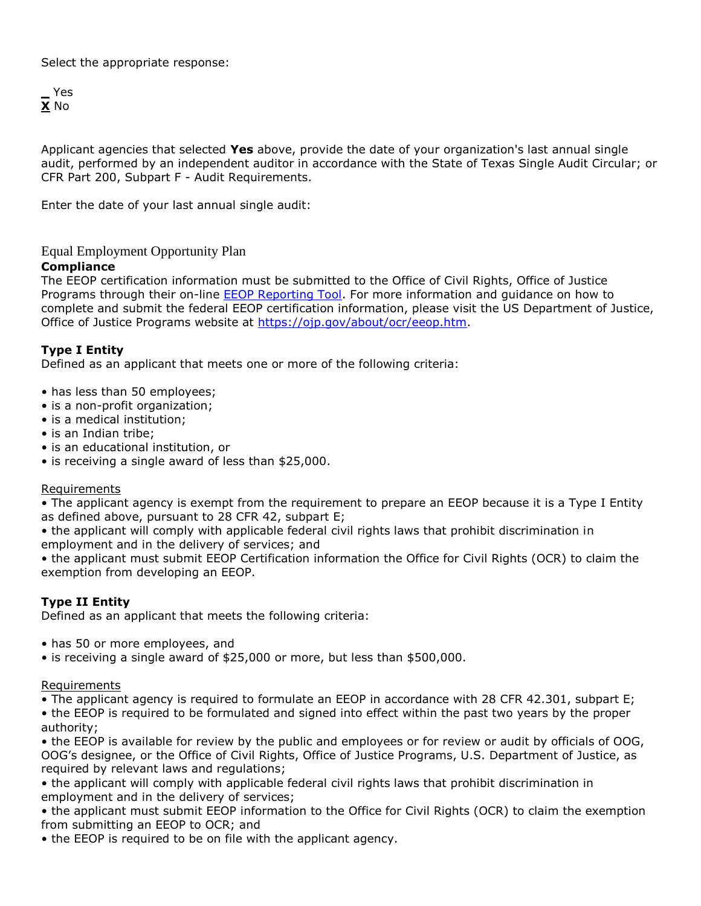Select the appropriate response:

_ Yes
**X** No

Applicant agencies that selected **Yes** above, provide the date of your organization's last annual single audit, performed by an independent auditor in accordance with the State of Texas Single Audit Circular; or CFR Part 200, Subpart F - Audit Requirements.

Enter the date of your last annual single audit:

## Equal Employment Opportunity Plan

**Compliance**

The EEOP certification information must be submitted to the Office of Civil Rights, Office of Justice Programs through their on-line [EEOP Reporting Tool](). For more information and guidance on how to complete and submit the federal EEOP certification information, please visit the US Department of Justice, Office of Justice Programs website at [https://ojp.gov/about/ocr/eeop.htm](https://ojp.gov/about/ocr/eeop.htm).

**Type I Entity**

Defined as an applicant that meets one or more of the following criteria:

- has less than 50 employees;
- is a non-profit organization;
- is a medical institution;
- is an Indian tribe;
- is an educational institution, or
- is receiving a single award of less than $25,000.

Requirements

- The applicant agency is exempt from the requirement to prepare an EEOP because it is a Type I Entity as defined above, pursuant to 28 CFR 42, subpart E;
- the applicant will comply with applicable federal civil rights laws that prohibit discrimination in employment and in the delivery of services; and
- the applicant must submit EEOP Certification information the Office for Civil Rights (OCR) to claim the exemption from developing an EEOP.

**Type II Entity**

Defined as an applicant that meets the following criteria:

- has 50 or more employees, and
- is receiving a single award of $25,000 or more, but less than $500,000.

Requirements

- The applicant agency is required to formulate an EEOP in accordance with 28 CFR 42.301, subpart E;
- the EEOP is required to be formulated and signed into effect within the past two years by the proper authority;
- the EEOP is available for review by the public and employees or for review or audit by officials of OOG, OOG's designee, or the Office of Civil Rights, Office of Justice Programs, U.S. Department of Justice, as required by relevant laws and regulations;
- the applicant will comply with applicable federal civil rights laws that prohibit discrimination in employment and in the delivery of services;
- the applicant must submit EEOP information to the Office for Civil Rights (OCR) to claim the exemption from submitting an EEOP to OCR; and
- the EEOP is required to be on file with the applicant agency.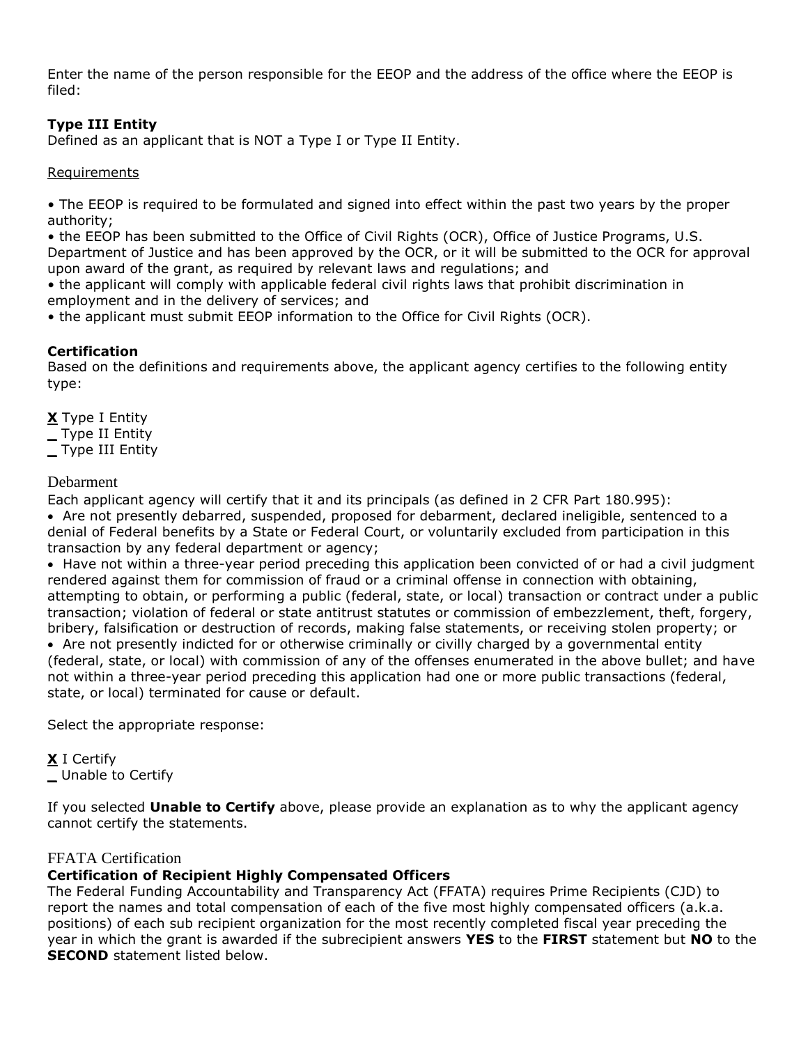Enter the name of the person responsible for the EEOP and the address of the office where the EEOP is filed:

**Type III Entity**
Defined as an applicant that is NOT a Type I or Type II Entity.

Requirements

• The EEOP is required to be formulated and signed into effect within the past two years by the proper authority;
• the EEOP has been submitted to the Office of Civil Rights (OCR), Office of Justice Programs, U.S. Department of Justice and has been approved by the OCR, or it will be submitted to the OCR for approval upon award of the grant, as required by relevant laws and regulations; and
• the applicant will comply with applicable federal civil rights laws that prohibit discrimination in employment and in the delivery of services; and
• the applicant must submit EEOP information to the Office for Civil Rights (OCR).

**Certification**
Based on the definitions and requirements above, the applicant agency certifies to the following entity type:

**X** Type I Entity
_ Type II Entity
_ Type III Entity

## Debarment

Each applicant agency will certify that it and its principals (as defined in 2 CFR Part 180.995):

- Are not presently debarred, suspended, proposed for debarment, declared ineligible, sentenced to a denial of Federal benefits by a State or Federal Court, or voluntarily excluded from participation in this transaction by any federal department or agency;
- Have not within a three-year period preceding this application been convicted of or had a civil judgment rendered against them for commission of fraud or a criminal offense in connection with obtaining, attempting to obtain, or performing a public (federal, state, or local) transaction or contract under a public transaction; violation of federal or state antitrust statutes or commission of embezzlement, theft, forgery, bribery, falsification or destruction of records, making false statements, or receiving stolen property; or
- Are not presently indicted for or otherwise criminally or civilly charged by a governmental entity (federal, state, or local) with commission of any of the offenses enumerated in the above bullet; and have not within a three-year period preceding this application had one or more public transactions (federal, state, or local) terminated for cause or default.

Select the appropriate response:

**X** I Certify
_ Unable to Certify

If you selected **Unable to Certify** above, please provide an explanation as to why the applicant agency cannot certify the statements.

## FFATA Certification

**Certification of Recipient Highly Compensated Officers**
The Federal Funding Accountability and Transparency Act (FFATA) requires Prime Recipients (CJD) to report the names and total compensation of each of the five most highly compensated officers (a.k.a. positions) of each sub recipient organization for the most recently completed fiscal year preceding the year in which the grant is awarded if the subrecipient answers **YES** to the **FIRST** statement but **NO** to the **SECOND** statement listed below.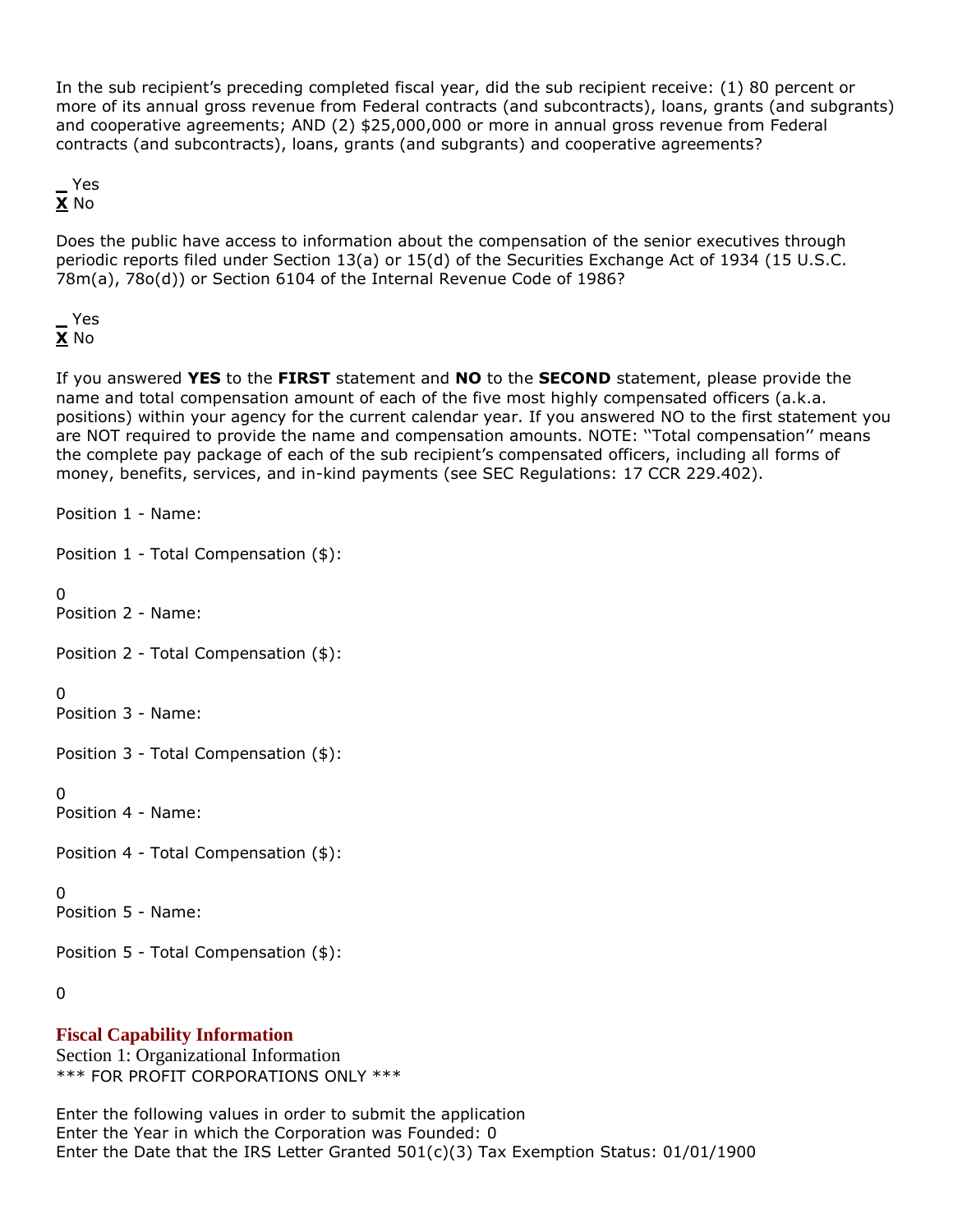In the sub recipient's preceding completed fiscal year, did the sub recipient receive: (1) 80 percent or more of its annual gross revenue from Federal contracts (and subcontracts), loans, grants (and subgrants) and cooperative agreements; AND (2) $25,000,000 or more in annual gross revenue from Federal contracts (and subcontracts), loans, grants (and subgrants) and cooperative agreements?

_ Yes
**X** No

Does the public have access to information about the compensation of the senior executives through periodic reports filed under Section 13(a) or 15(d) of the Securities Exchange Act of 1934 (15 U.S.C. 78m(a), 78o(d)) or Section 6104 of the Internal Revenue Code of 1986?

_ Yes
**X** No

If you answered **YES** to the **FIRST** statement and **NO** to the **SECOND** statement, please provide the name and total compensation amount of each of the five most highly compensated officers (a.k.a. positions) within your agency for the current calendar year. If you answered NO to the first statement you are NOT required to provide the name and compensation amounts. NOTE: ''Total compensation'' means the complete pay package of each of the sub recipient's compensated officers, including all forms of money, benefits, services, and in-kind payments (see SEC Regulations: 17 CCR 229.402).

Position 1 - Name:

Position 1 - Total Compensation ($):

0

Position 2 - Name:

Position 2 - Total Compensation ($):

0

Position 3 - Name:

Position 3 - Total Compensation ($):

0

Position 4 - Name:

Position 4 - Total Compensation ($):

0

Position 5 - Name:

Position 5 - Total Compensation ($):

0

## Fiscal Capability Information

Section 1: Organizational Information
*** FOR PROFIT CORPORATIONS ONLY ***

Enter the following values in order to submit the application
Enter the Year in which the Corporation was Founded: 0
Enter the Date that the IRS Letter Granted 501(c)(3) Tax Exemption Status: 01/01/1900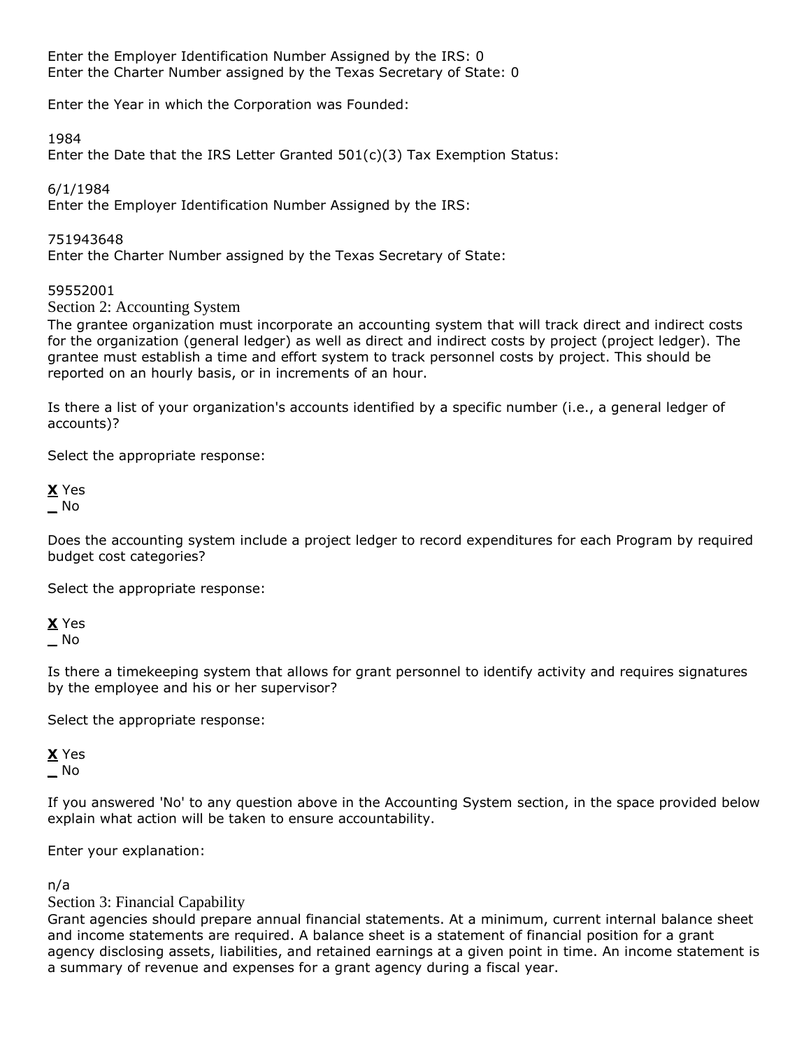Enter the Employer Identification Number Assigned by the IRS: 0
Enter the Charter Number assigned by the Texas Secretary of State: 0

Enter the Year in which the Corporation was Founded:

1984
Enter the Date that the IRS Letter Granted 501(c)(3) Tax Exemption Status:

6/1/1984
Enter the Employer Identification Number Assigned by the IRS:

751943648
Enter the Charter Number assigned by the Texas Secretary of State:

59552001

## Section 2: Accounting System

The grantee organization must incorporate an accounting system that will track direct and indirect costs for the organization (general ledger) as well as direct and indirect costs by project (project ledger). The grantee must establish a time and effort system to track personnel costs by project. This should be reported on an hourly basis, or in increments of an hour.

Is there a list of your organization's accounts identified by a specific number (i.e., a general ledger of accounts)?

Select the appropriate response:

**X** Yes
_ No

Does the accounting system include a project ledger to record expenditures for each Program by required budget cost categories?

Select the appropriate response:

**X** Yes
_ No

Is there a timekeeping system that allows for grant personnel to identify activity and requires signatures by the employee and his or her supervisor?

Select the appropriate response:

**X** Yes
_ No

If you answered 'No' to any question above in the Accounting System section, in the space provided below explain what action will be taken to ensure accountability.

Enter your explanation:

n/a

## Section 3: Financial Capability

Grant agencies should prepare annual financial statements. At a minimum, current internal balance sheet and income statements are required. A balance sheet is a statement of financial position for a grant agency disclosing assets, liabilities, and retained earnings at a given point in time. An income statement is a summary of revenue and expenses for a grant agency during a fiscal year.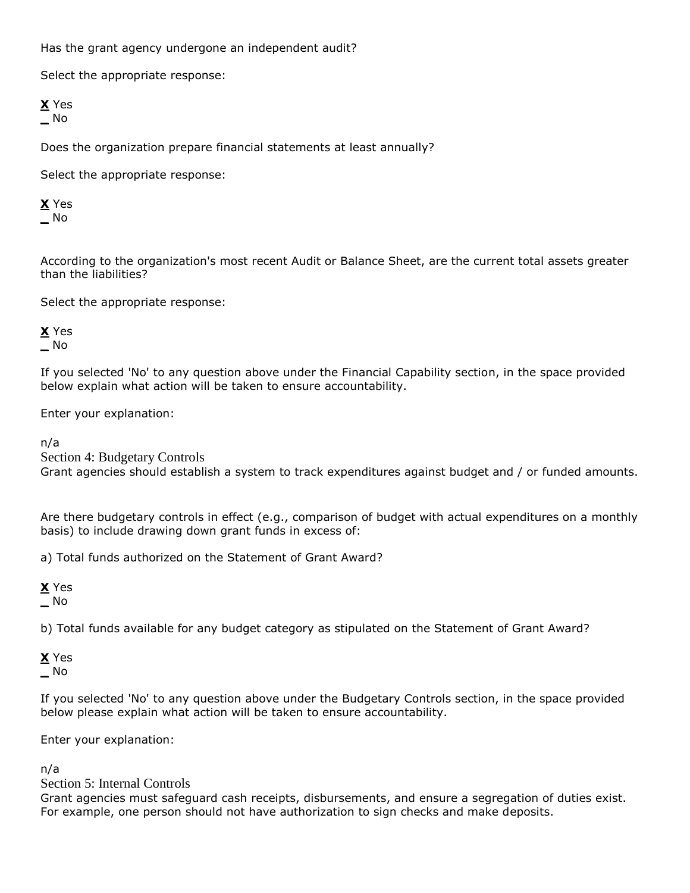Has the grant agency undergone an independent audit?

Select the appropriate response:

**X** Yes
_ No

Does the organization prepare financial statements at least annually?

Select the appropriate response:

**X** Yes
_ No

According to the organization's most recent Audit or Balance Sheet, are the current total assets greater than the liabilities?

Select the appropriate response:

**X** Yes
_ No

If you selected 'No' to any question above under the Financial Capability section, in the space provided below explain what action will be taken to ensure accountability.

Enter your explanation:

n/a

## Section 4: Budgetary Controls

Grant agencies should establish a system to track expenditures against budget and / or funded amounts.

Are there budgetary controls in effect (e.g., comparison of budget with actual expenditures on a monthly basis) to include drawing down grant funds in excess of:

a) Total funds authorized on the Statement of Grant Award?

**X** Yes
_ No

b) Total funds available for any budget category as stipulated on the Statement of Grant Award?

**X** Yes
_ No

If you selected 'No' to any question above under the Budgetary Controls section, in the space provided below please explain what action will be taken to ensure accountability.

Enter your explanation:

n/a

## Section 5: Internal Controls

Grant agencies must safeguard cash receipts, disbursements, and ensure a segregation of duties exist. For example, one person should not have authorization to sign checks and make deposits.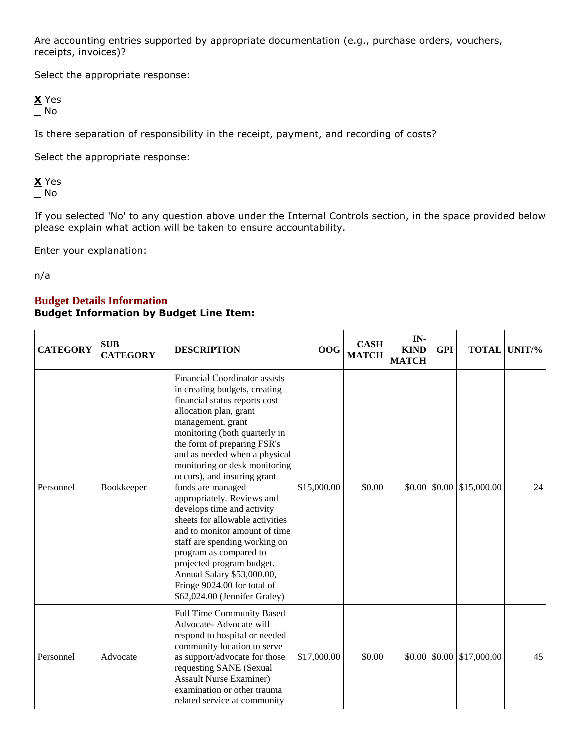Are accounting entries supported by appropriate documentation (e.g., purchase orders, vouchers, receipts, invoices)?

Select the appropriate response:

**X** Yes
_ No

Is there separation of responsibility in the receipt, payment, and recording of costs?

Select the appropriate response:

**X** Yes
_ No

If you selected 'No' to any question above under the Internal Controls section, in the space provided below please explain what action will be taken to ensure accountability.

Enter your explanation:

n/a

## Budget Details Information

**Budget Information by Budget Line Item:**

| CATEGORY | SUB CATEGORY | DESCRIPTION | OOG | CASH MATCH | IN-KIND MATCH | GPI | TOTAL | UNIT/% |
|---|---|---|---|---|---|---|---|---|
| Personnel | Bookkeeper | Financial Coordinator assists in creating budgets, creating financial status reports cost allocation plan, grant management, grant monitoring (both quarterly in the form of preparing FSR's and as needed when a physical monitoring or desk monitoring occurs), and insuring grant funds are managed appropriately. Reviews and develops time and activity sheets for allowable activities and to monitor amount of time staff are spending working on program as compared to projected program budget. Annual Salary $53,000.00, Fringe 9024.00 for total of $62,024.00 (Jennifer Graley) | $15,000.00 | $0.00 | $0.00 | $0.00 | $15,000.00 | 24 |
| Personnel | Advocate | Full Time Community Based Advocate- Advocate will respond to hospital or needed community location to serve as support/advocate for those requesting SANE (Sexual Assault Nurse Examiner) examination or other trauma related service at community | $17,000.00 | $0.00 | $0.00 | $0.00 | $17,000.00 | 45 |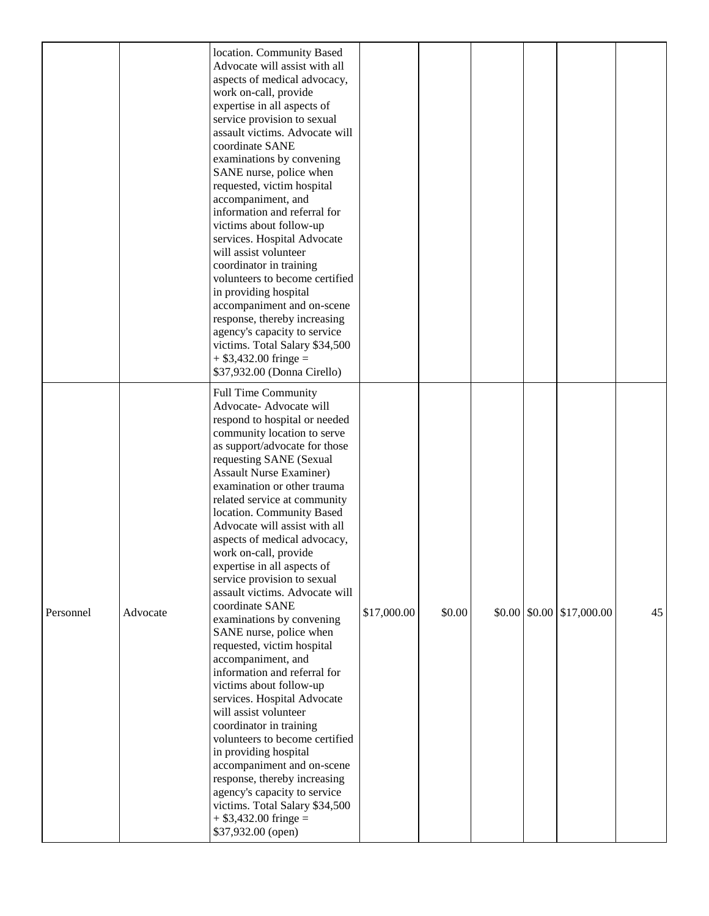| | | | | | | | | |
|---|---|---|---|---|---|---|---|---|
| | | location. Community Based Advocate will assist with all aspects of medical advocacy, work on-call, provide expertise in all aspects of service provision to sexual assault victims. Advocate will coordinate SANE examinations by convening SANE nurse, police when requested, victim hospital accompaniment, and information and referral for victims about follow-up services. Hospital Advocate will assist volunteer coordinator in training volunteers to become certified in providing hospital accompaniment and on-scene response, thereby increasing agency's capacity to service victims. Total Salary $34,500 + $3,432.00 fringe = $37,932.00 (Donna Cirello) | | | | | | |
| Personnel | Advocate | Full Time Community Advocate- Advocate will respond to hospital or needed community location to serve as support/advocate for those requesting SANE (Sexual Assault Nurse Examiner) examination or other trauma related service at community location. Community Based Advocate will assist with all aspects of medical advocacy, work on-call, provide expertise in all aspects of service provision to sexual assault victims. Advocate will coordinate SANE examinations by convening SANE nurse, police when requested, victim hospital accompaniment, and information and referral for victims about follow-up services. Hospital Advocate will assist volunteer coordinator in training volunteers to become certified in providing hospital accompaniment and on-scene response, thereby increasing agency's capacity to service victims. Total Salary $34,500 + $3,432.00 fringe = $37,932.00 (open) | $17,000.00 | $0.00 | $0.00 | $0.00 | $17,000.00 | 45 |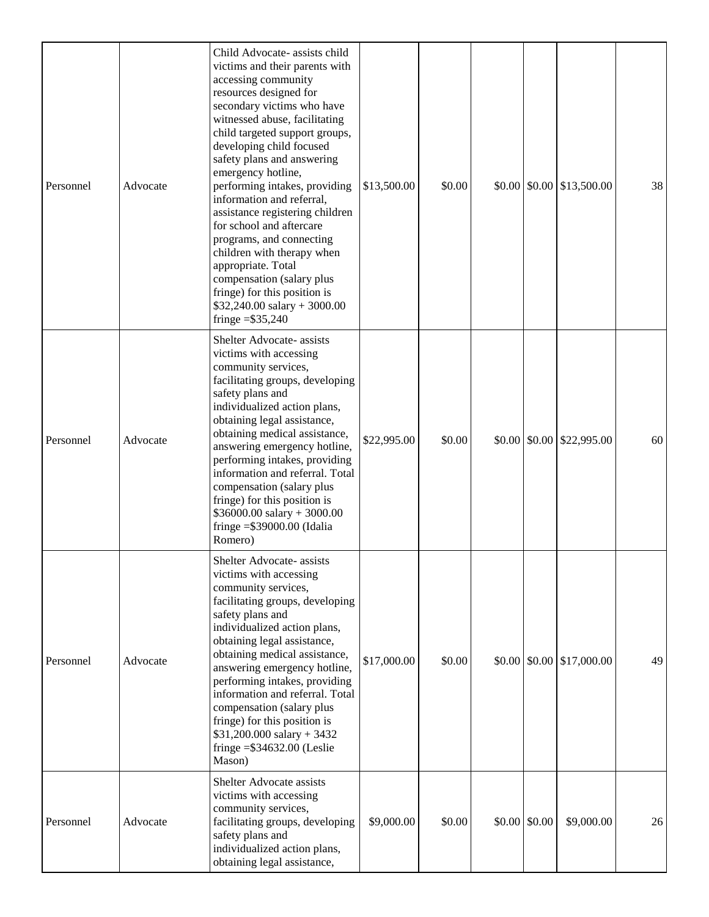| | | | | | | | | |
|---|---|---|---|---|---|---|---|---|
| Personnel | Advocate | Child Advocate- assists child victims and their parents with accessing community resources designed for secondary victims who have witnessed abuse, facilitating child targeted support groups, developing child focused safety plans and answering emergency hotline, performing intakes, providing information and referral, assistance registering children for school and aftercare programs, and connecting children with therapy when appropriate. Total compensation (salary plus fringe) for this position is $32,240.00 salary + 3000.00 fringe =$35,240 | $13,500.00 | $0.00 | $0.00 | $0.00 | $13,500.00 | 38 |
| Personnel | Advocate | Shelter Advocate- assists victims with accessing community services, facilitating groups, developing safety plans and individualized action plans, obtaining legal assistance, obtaining medical assistance, answering emergency hotline, performing intakes, providing information and referral. Total compensation (salary plus fringe) for this position is $36000.00 salary + 3000.00 fringe =$39000.00 (Idalia Romero) | $22,995.00 | $0.00 | $0.00 | $0.00 | $22,995.00 | 60 |
| Personnel | Advocate | Shelter Advocate- assists victims with accessing community services, facilitating groups, developing safety plans and individualized action plans, obtaining legal assistance, obtaining medical assistance, answering emergency hotline, performing intakes, providing information and referral. Total compensation (salary plus fringe) for this position is $31,200.000 salary + 3432 fringe =$34632.00 (Leslie Mason) | $17,000.00 | $0.00 | $0.00 | $0.00 | $17,000.00 | 49 |
| Personnel | Advocate | Shelter Advocate assists victims with accessing community services, facilitating groups, developing safety plans and individualized action plans, obtaining legal assistance, | $9,000.00 | $0.00 | $0.00 | $0.00 | $9,000.00 | 26 |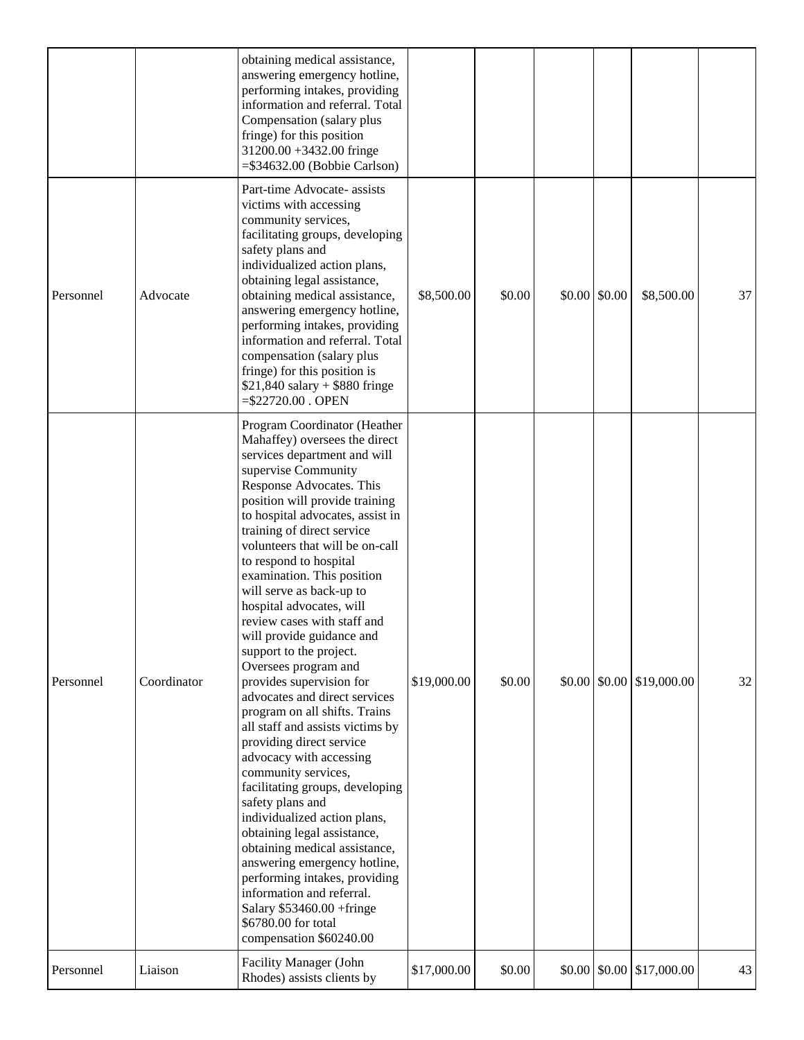| | | | | | | | | |
|---|---|---|---|---|---|---|---|---|
| | | obtaining medical assistance, answering emergency hotline, performing intakes, providing information and referral. Total Compensation (salary plus fringe) for this position 31200.00 +3432.00 fringe =$34632.00 (Bobbie Carlson) | | | | | | |
| Personnel | Advocate | Part-time Advocate- assists victims with accessing community services, facilitating groups, developing safety plans and individualized action plans, obtaining legal assistance, obtaining medical assistance, answering emergency hotline, performing intakes, providing information and referral. Total compensation (salary plus fringe) for this position is $21,840 salary + $880 fringe =$22720.00 . OPEN | $8,500.00 | $0.00 | $0.00 | $0.00 | $8,500.00 | 37 |
| Personnel | Coordinator | Program Coordinator (Heather Mahaffey) oversees the direct services department and will supervise Community Response Advocates. This position will provide training to hospital advocates, assist in training of direct service volunteers that will be on-call to respond to hospital examination. This position will serve as back-up to hospital advocates, will review cases with staff and will provide guidance and support to the project. Oversees program and provides supervision for advocates and direct services program on all shifts. Trains all staff and assists victims by providing direct service advocacy with accessing community services, facilitating groups, developing safety plans and individualized action plans, obtaining legal assistance, obtaining medical assistance, answering emergency hotline, performing intakes, providing information and referral. Salary $53460.00 +fringe $6780.00 for total compensation $60240.00 | $19,000.00 | $0.00 | $0.00 | $0.00 | $19,000.00 | 32 |
| Personnel | Liaison | Facility Manager (John Rhodes) assists clients by | $17,000.00 | $0.00 | $0.00 | $0.00 | $17,000.00 | 43 |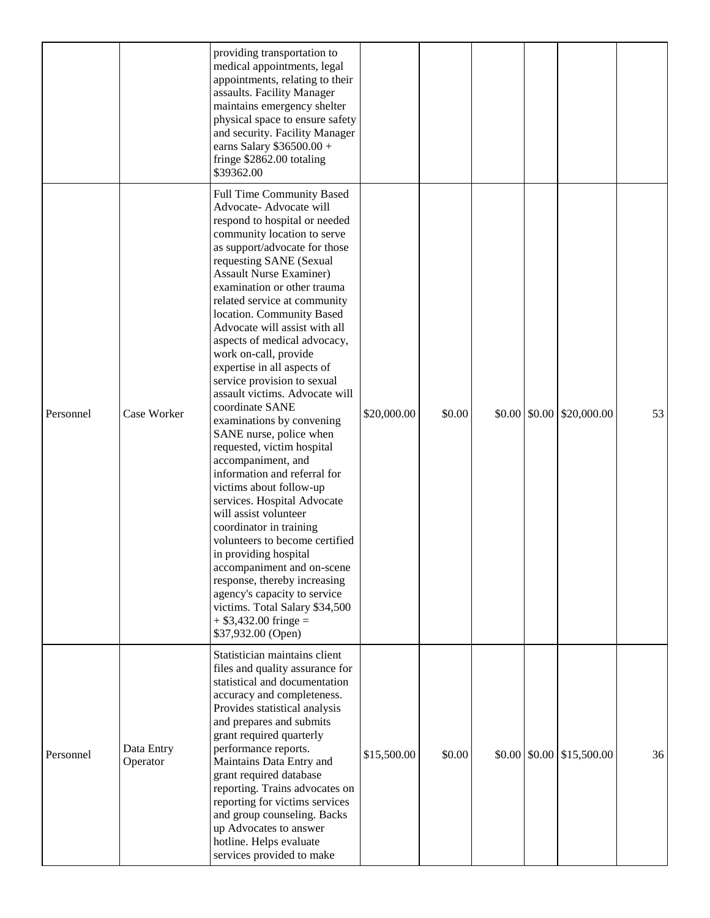| | | | | | | | | |
|---|---|---|---|---|---|---|---|---|
| | | providing transportation to medical appointments, legal appointments, relating to their assaults. Facility Manager maintains emergency shelter physical space to ensure safety and security. Facility Manager earns Salary $36500.00 + fringe $2862.00 totaling $39362.00 | | | | | | |
| Personnel | Case Worker | Full Time Community Based Advocate- Advocate will respond to hospital or needed community location to serve as support/advocate for those requesting SANE (Sexual Assault Nurse Examiner) examination or other trauma related service at community location. Community Based Advocate will assist with all aspects of medical advocacy, work on-call, provide expertise in all aspects of service provision to sexual assault victims. Advocate will coordinate SANE examinations by convening SANE nurse, police when requested, victim hospital accompaniment, and information and referral for victims about follow-up services. Hospital Advocate will assist volunteer coordinator in training volunteers to become certified in providing hospital accompaniment and on-scene response, thereby increasing agency's capacity to service victims. Total Salary $34,500 + $3,432.00 fringe = $37,932.00 (Open) | $20,000.00 | $0.00 | $0.00 | $0.00 | $20,000.00 | 53 |
| Personnel | Data Entry Operator | Statistician maintains client files and quality assurance for statistical and documentation accuracy and completeness. Provides statistical analysis and prepares and submits grant required quarterly performance reports. Maintains Data Entry and grant required database reporting. Trains advocates on reporting for victims services and group counseling. Backs up Advocates to answer hotline. Helps evaluate services provided to make | $15,500.00 | $0.00 | $0.00 | $0.00 | $15,500.00 | 36 |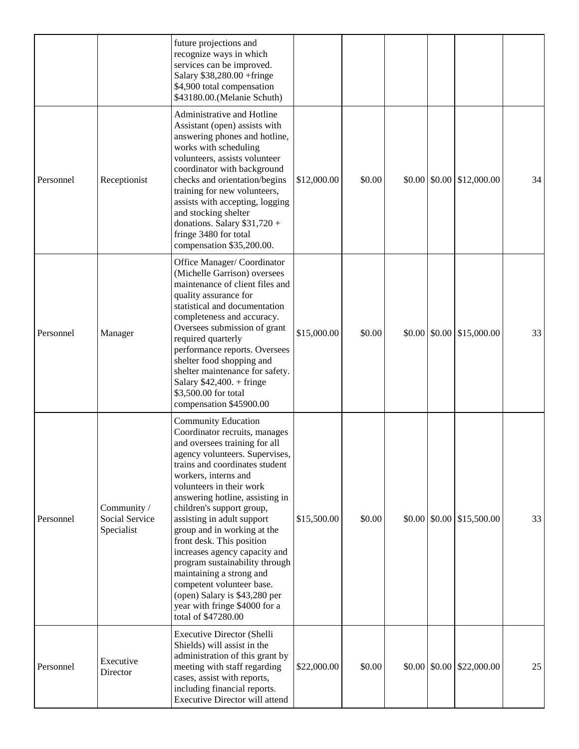| | | | | | | | | |
|---|---|---|---|---|---|---|---|---|
| | | future projections and recognize ways in which services can be improved. Salary $38,280.00 +fringe $4,900 total compensation $43180.00.(Melanie Schuth) | | | | | | |
| Personnel | Receptionist | Administrative and Hotline Assistant (open) assists with answering phones and hotline, works with scheduling volunteers, assists volunteer coordinator with background checks and orientation/begins training for new volunteers, assists with accepting, logging and stocking shelter donations. Salary $31,720 + fringe 3480 for total compensation $35,200.00. | $12,000.00 | $0.00 | $0.00 | $0.00 | $12,000.00 | 34 |
| Personnel | Manager | Office Manager/ Coordinator (Michelle Garrison) oversees maintenance of client files and quality assurance for statistical and documentation completeness and accuracy. Oversees submission of grant required quarterly performance reports. Oversees shelter food shopping and shelter maintenance for safety. Salary $42,400. + fringe $3,500.00 for total compensation $45900.00 | $15,000.00 | $0.00 | $0.00 | $0.00 | $15,000.00 | 33 |
| Personnel | Community / Social Service Specialist | Community Education Coordinator recruits, manages and oversees training for all agency volunteers. Supervises, trains and coordinates student workers, interns and volunteers in their work answering hotline, assisting in children's support group, assisting in adult support group and in working at the front desk. This position increases agency capacity and program sustainability through maintaining a strong and competent volunteer base. (open) Salary is $43,280 per year with fringe $4000 for a total of $47280.00 | $15,500.00 | $0.00 | $0.00 | $0.00 | $15,500.00 | 33 |
| Personnel | Executive Director | Executive Director (Shelli Shields) will assist in the administration of this grant by meeting with staff regarding cases, assist with reports, including financial reports. Executive Director will attend | $22,000.00 | $0.00 | $0.00 | $0.00 | $22,000.00 | 25 |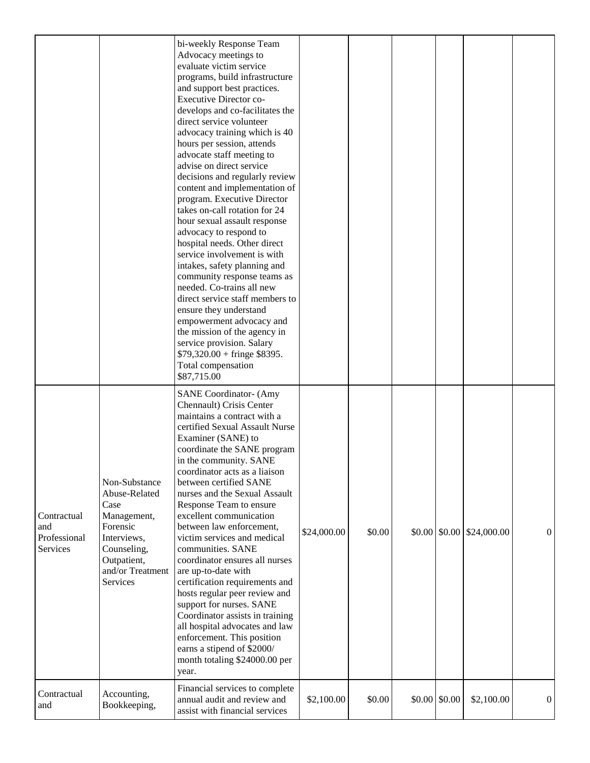| | | | | | | | | |
|---|---|---|---|---|---|---|---|---|
| | | bi-weekly Response Team Advocacy meetings to evaluate victim service programs, build infrastructure and support best practices. Executive Director co-develops and co-facilitates the direct service volunteer advocacy training which is 40 hours per session, attends advocate staff meeting to advise on direct service decisions and regularly review content and implementation of program. Executive Director takes on-call rotation for 24 hour sexual assault response advocacy to respond to hospital needs. Other direct service involvement is with intakes, safety planning and community response teams as needed. Co-trains all new direct service staff members to ensure they understand empowerment advocacy and the mission of the agency in service provision. Salary $79,320.00 + fringe $8395. Total compensation $87,715.00 | | | | | | |
| Contractual and Professional Services | Non-Substance Abuse-Related Case Management, Forensic Interviews, Counseling, Outpatient, and/or Treatment Services | SANE Coordinator- (Amy Chennault) Crisis Center maintains a contract with a certified Sexual Assault Nurse Examiner (SANE) to coordinate the SANE program in the community. SANE coordinator acts as a liaison between certified SANE nurses and the Sexual Assault Response Team to ensure excellent communication between law enforcement, victim services and medical communities. SANE coordinator ensures all nurses are up-to-date with certification requirements and hosts regular peer review and support for nurses. SANE Coordinator assists in training all hospital advocates and law enforcement. This position earns a stipend of $2000/ month totaling $24000.00 per year. | $24,000.00 | $0.00 | $0.00 | $0.00 | $24,000.00 | 0 |
| Contractual and | Accounting, Bookkeeping, | Financial services to complete annual audit and review and assist with financial services | $2,100.00 | $0.00 | $0.00 | $0.00 | $2,100.00 | 0 |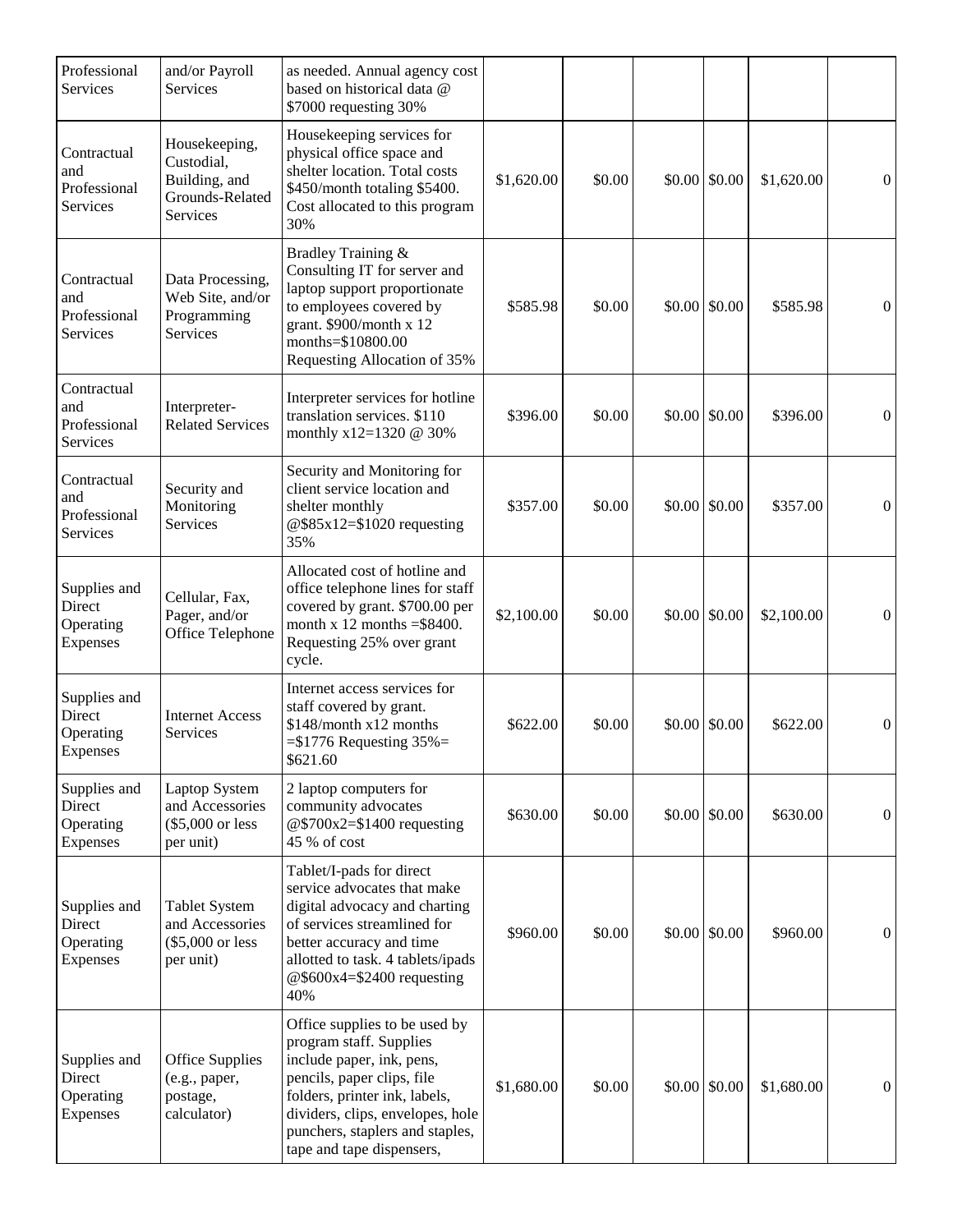| | | | | | | | | |
|---|---|---|---|---|---|---|---|---|
| Professional Services | and/or Payroll Services | as needed. Annual agency cost based on historical data @ $7000 requesting 30% | | | | | | |
| Contractual and Professional Services | Housekeeping, Custodial, Building, and Grounds-Related Services | Housekeeping services for physical office space and shelter location. Total costs $450/month totaling $5400. Cost allocated to this program 30% | $1,620.00 | $0.00 | $0.00 | $0.00 | $1,620.00 | 0 |
| Contractual and Professional Services | Data Processing, Web Site, and/or Programming Services | Bradley Training & Consulting IT for server and laptop support proportionate to employees covered by grant. $900/month x 12 months=$10800.00 Requesting Allocation of 35% | $585.98 | $0.00 | $0.00 | $0.00 | $585.98 | 0 |
| Contractual and Professional Services | Interpreter-Related Services | Interpreter services for hotline translation services. $110 monthly x12=1320 @ 30% | $396.00 | $0.00 | $0.00 | $0.00 | $396.00 | 0 |
| Contractual and Professional Services | Security and Monitoring Services | Security and Monitoring for client service location and shelter monthly @$85x12=$1020 requesting 35% | $357.00 | $0.00 | $0.00 | $0.00 | $357.00 | 0 |
| Supplies and Direct Operating Expenses | Cellular, Fax, Pager, and/or Office Telephone | Allocated cost of hotline and office telephone lines for staff covered by grant. $700.00 per month x 12 months =$8400. Requesting 25% over grant cycle. | $2,100.00 | $0.00 | $0.00 | $0.00 | $2,100.00 | 0 |
| Supplies and Direct Operating Expenses | Internet Access Services | Internet access services for staff covered by grant. $148/month x12 months =$1776 Requesting 35%= $621.60 | $622.00 | $0.00 | $0.00 | $0.00 | $622.00 | 0 |
| Supplies and Direct Operating Expenses | Laptop System and Accessories ($5,000 or less per unit) | 2 laptop computers for community advocates @$700x2=$1400 requesting 45 % of cost | $630.00 | $0.00 | $0.00 | $0.00 | $630.00 | 0 |
| Supplies and Direct Operating Expenses | Tablet System and Accessories ($5,000 or less per unit) | Tablet/I-pads for direct service advocates that make digital advocacy and charting of services streamlined for better accuracy and time allotted to task. 4 tablets/ipads @$600x4=$2400 requesting 40% | $960.00 | $0.00 | $0.00 | $0.00 | $960.00 | 0 |
| Supplies and Direct Operating Expenses | Office Supplies (e.g., paper, postage, calculator) | Office supplies to be used by program staff. Supplies include paper, ink, pens, pencils, paper clips, file folders, printer ink, labels, dividers, clips, envelopes, hole punchers, staplers and staples, tape and tape dispensers, | $1,680.00 | $0.00 | $0.00 | $0.00 | $1,680.00 | 0 |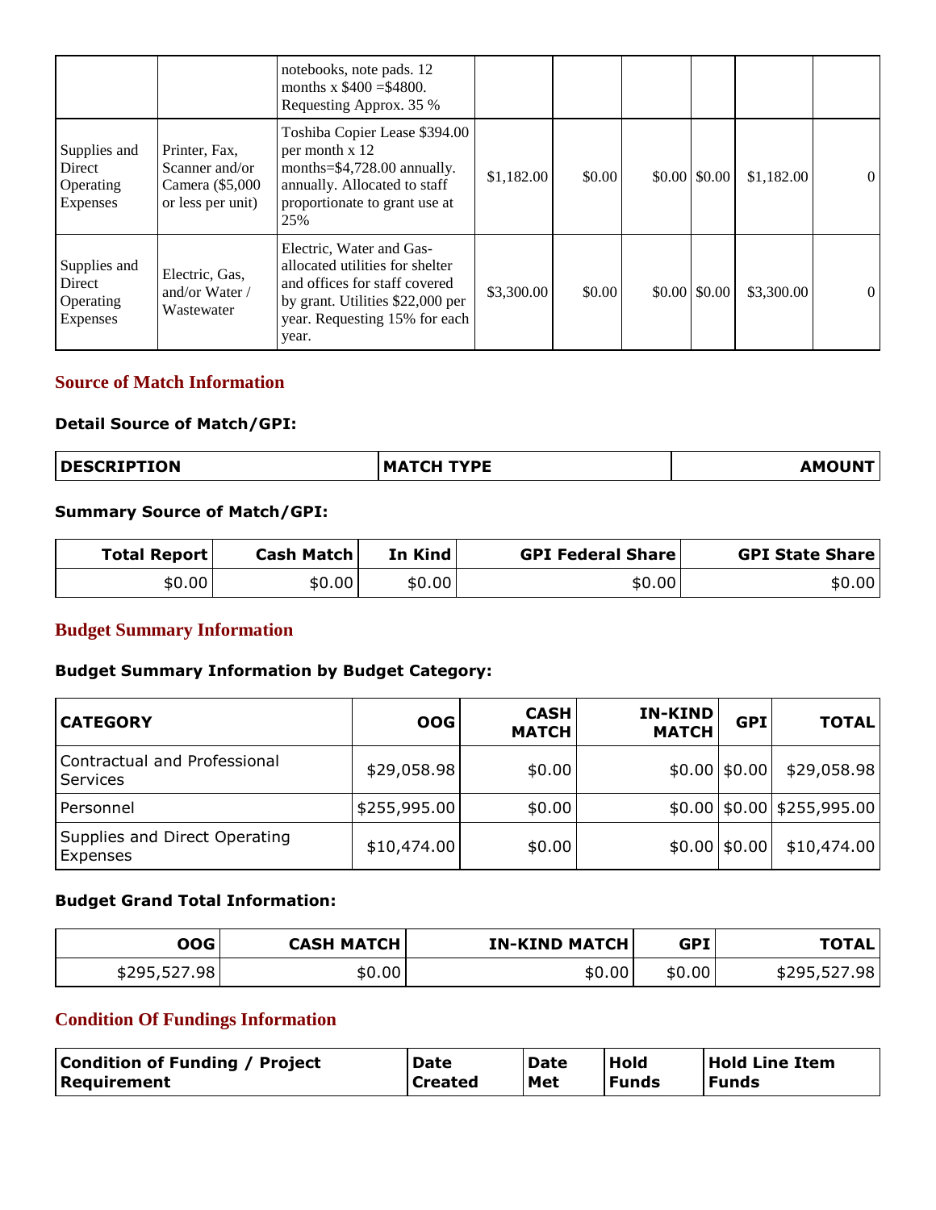| | | | | | | | | |
|---|---|---|---|---|---|---|---|---|
| | | notebooks, note pads. 12 months x $400 =$4800. Requesting Approx. 35 % | | | | | | |
| Supplies and Direct Operating Expenses | Printer, Fax, Scanner and/or Camera ($5,000 or less per unit) | Toshiba Copier Lease $394.00 per month x 12 months=$4,728.00 annually. Allocated to staff proportionate to grant use at 25% | $1,182.00 | $0.00 | $0.00 | $0.00 | $1,182.00 | 0 |
| Supplies and Direct Operating Expenses | Electric, Gas, and/or Water / Wastewater | Electric, Water and Gas- allocated utilities for shelter and offices for staff covered by grant. Utilities $22,000 per year. Requesting 15% for each year. | $3,300.00 | $0.00 | $0.00 | $0.00 | $3,300.00 | 0 |

## Source of Match Information

### Detail Source of Match/GPI:

| DESCRIPTION | MATCH TYPE | AMOUNT |
|---|---|---|

### Summary Source of Match/GPI:

| Total Report | Cash Match | In Kind | GPI Federal Share | GPI State Share |
|---|---|---|---|---|
| $0.00 | $0.00 | $0.00 | $0.00 | $0.00 |

## Budget Summary Information

### Budget Summary Information by Budget Category:

| CATEGORY | OOG | CASH MATCH | IN-KIND MATCH | GPI | TOTAL |
|---|---|---|---|---|---|
| Contractual and Professional Services | $29,058.98 | $0.00 | $0.00 | $0.00 | $29,058.98 |
| Personnel | $255,995.00 | $0.00 | $0.00 | $0.00 | $255,995.00 |
| Supplies and Direct Operating Expenses | $10,474.00 | $0.00 | $0.00 | $0.00 | $10,474.00 |

### Budget Grand Total Information:

| OOG | CASH MATCH | IN-KIND MATCH | GPI | TOTAL |
|---|---|---|---|---|
| $295,527.98 | $0.00 | $0.00 | $0.00 | $295,527.98 |

## Condition Of Fundings Information

| Condition of Funding / Project Requirement | Date Created | Date Met | Hold Funds | Hold Line Item Funds |
|---|---|---|---|---|